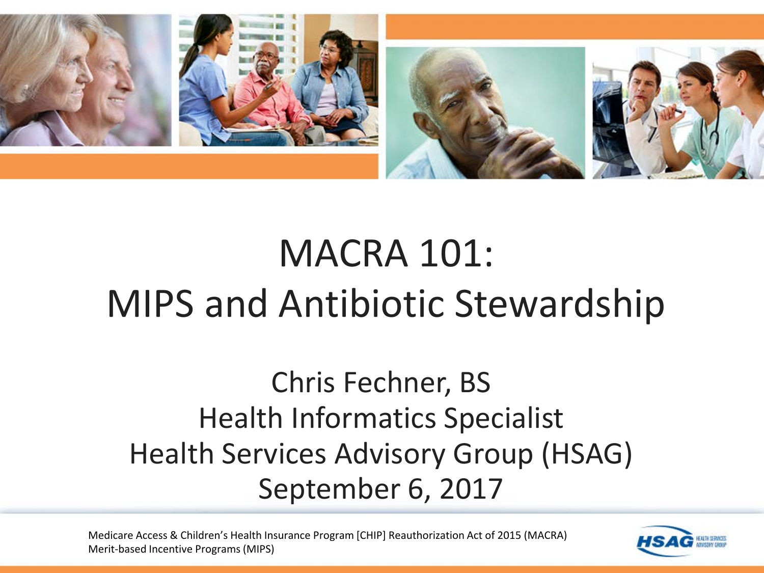# MACRA 101: MIPS and Antibiotic Stewardship

Chris Fechner, BS
Health Informatics Specialist
Health Services Advisory Group (HSAG)
September 6, 2017

Medicare Access & Children's Health Insurance Program [CHIP] Reauthorization Act of 2015 (MACRA)
Merit-based Incentive Programs (MIPS)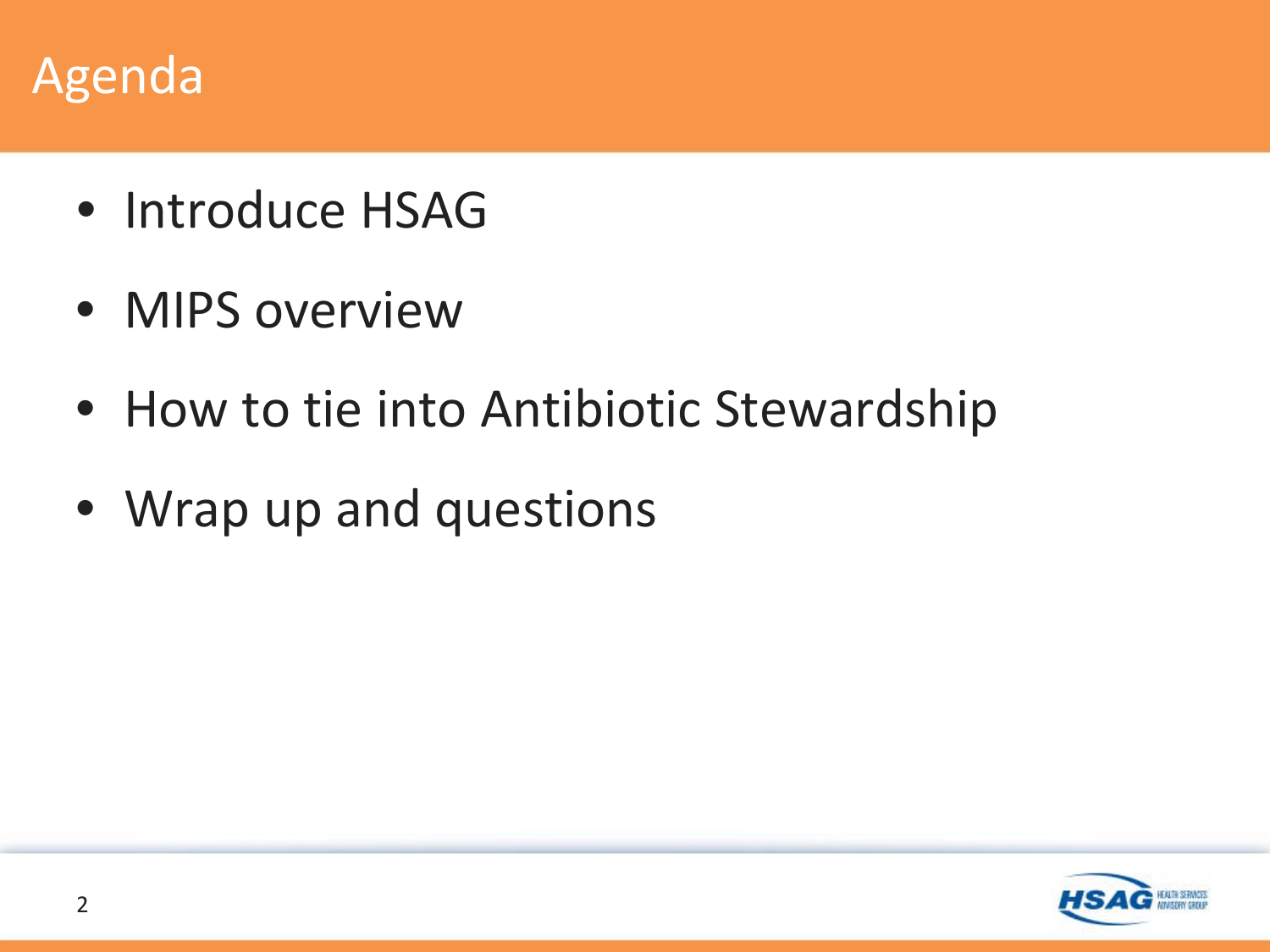# Agenda

- Introduce HSAG
- MIPS overview
- How to tie into Antibiotic Stewardship
- Wrap up and questions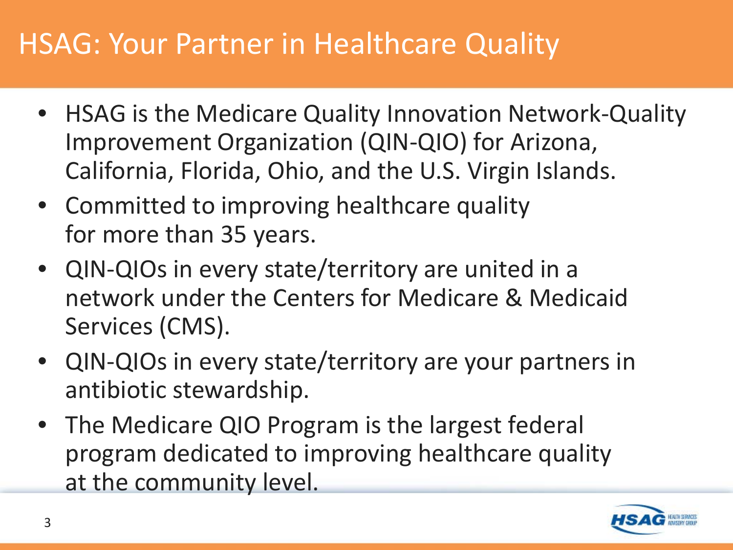# HSAG: Your Partner in Healthcare Quality

- HSAG is the Medicare Quality Innovation Network-Quality Improvement Organization (QIN-QIO) for Arizona, California, Florida, Ohio, and the U.S. Virgin Islands.
- Committed to improving healthcare quality for more than 35 years.
- QIN-QIOs in every state/territory are united in a network under the Centers for Medicare & Medicaid Services (CMS).
- QIN-QIOs in every state/territory are your partners in antibiotic stewardship.
- The Medicare QIO Program is the largest federal program dedicated to improving healthcare quality at the community level.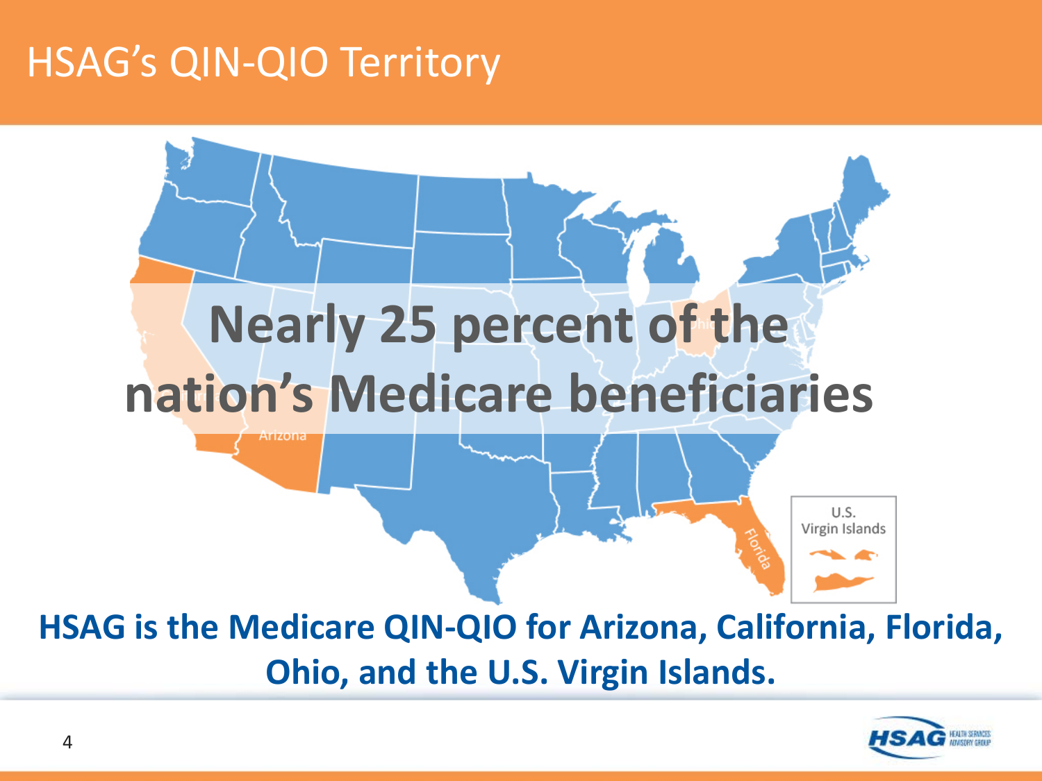# HSAG's QIN-QIO Territory

**Nearly 25 percent of the nation's Medicare beneficiaries**

**HSAG is the Medicare QIN-QIO for Arizona, California, Florida, Ohio, and the U.S. Virgin Islands.**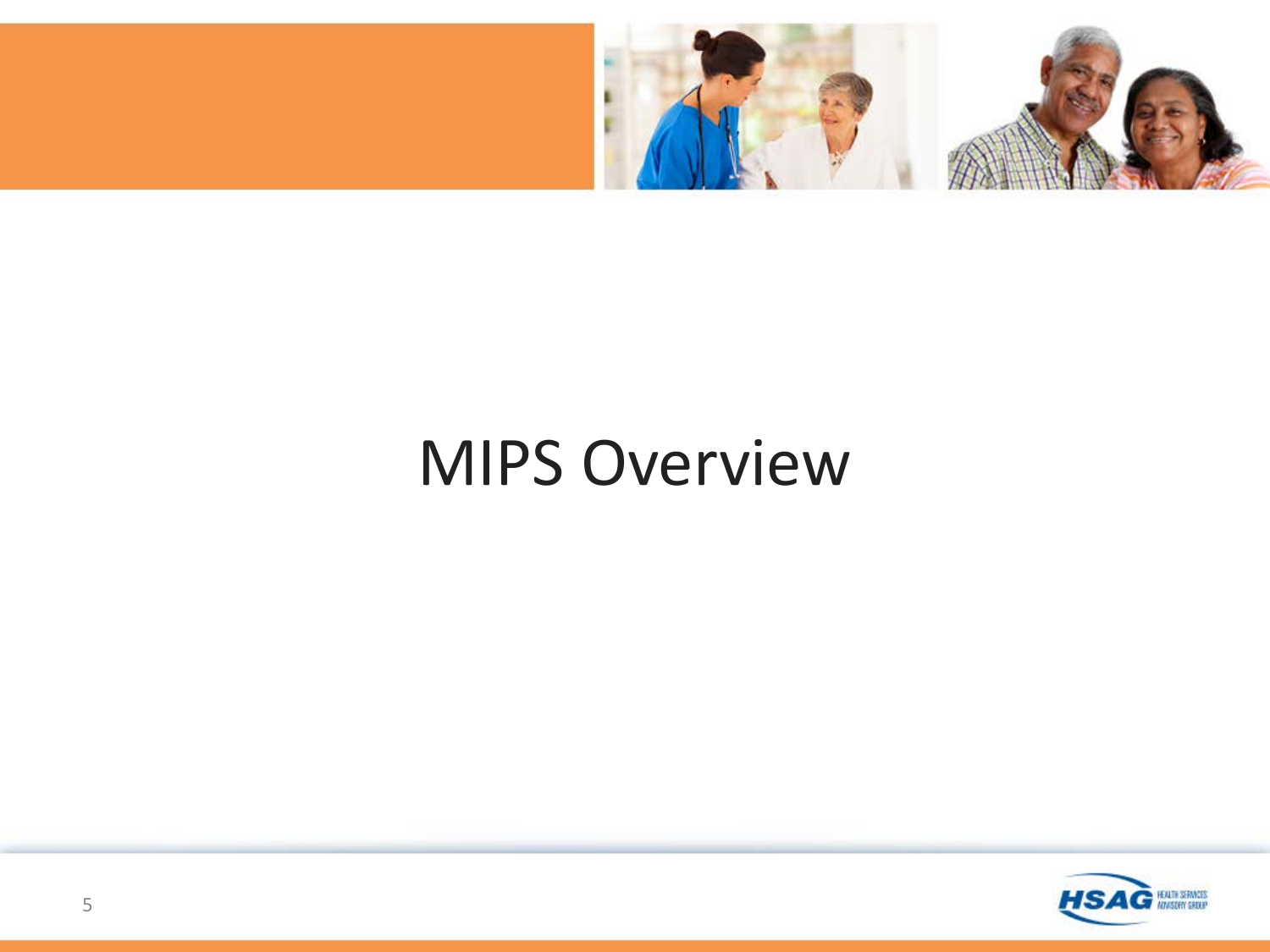# MIPS Overview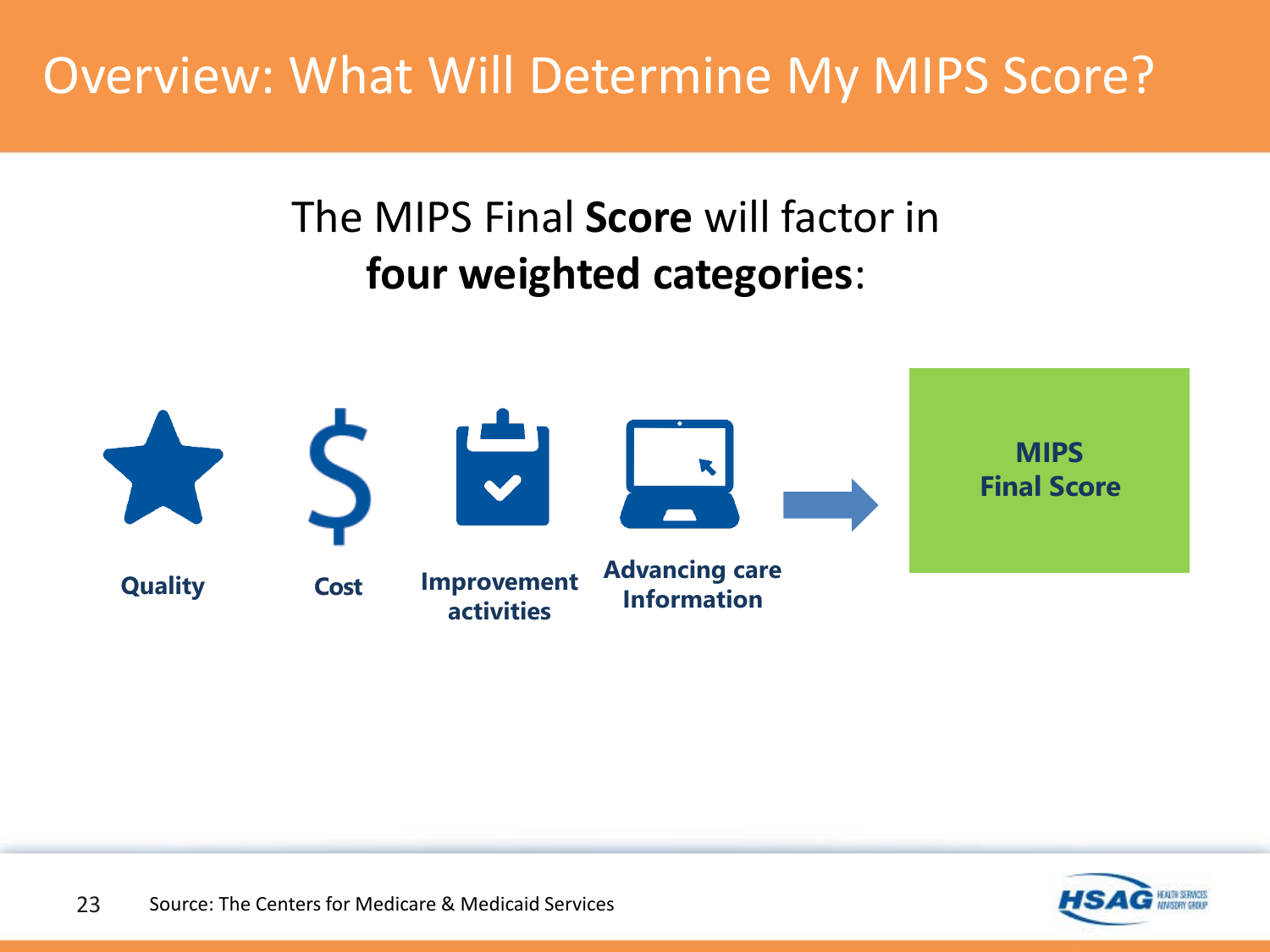# Overview: What Will Determine My MIPS Score?

The MIPS Final **Score** will factor in **four weighted categories**:

**Quality**

**Cost**

**Improvement activities**

**Advancing care Information**

**MIPS Final Score**

Source: The Centers for Medicare & Medicaid Services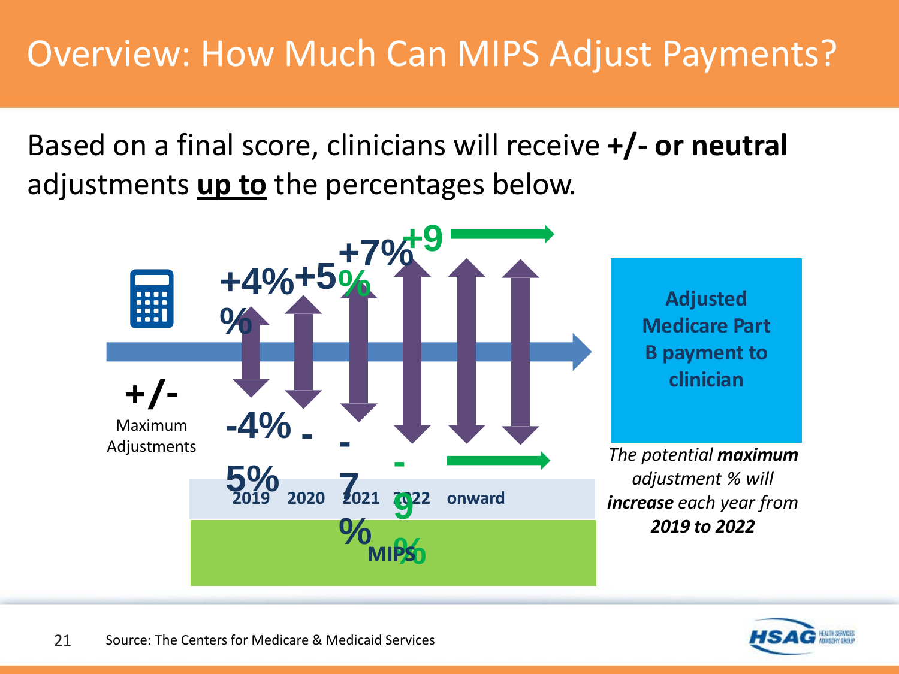# Overview: How Much Can MIPS Adjust Payments?

Based on a final score, clinicians will receive **+/- or neutral** adjustments **up to** the percentages below.

**+/-**
Maximum Adjustments

| | 2019 | 2020 | 2021 | 2022 onward |
|---|---|---|---|---|
| Maximum positive adjustment | +4% | +5% | +7% | +9% |
| Maximum negative adjustment | -4% | -5% | -7% | -9% |

MIPS

**Adjusted Medicare Part B payment to clinician**

*The potential **maximum** adjustment % will **increase** each year from **2019 to 2022***

Source: The Centers for Medicare & Medicaid Services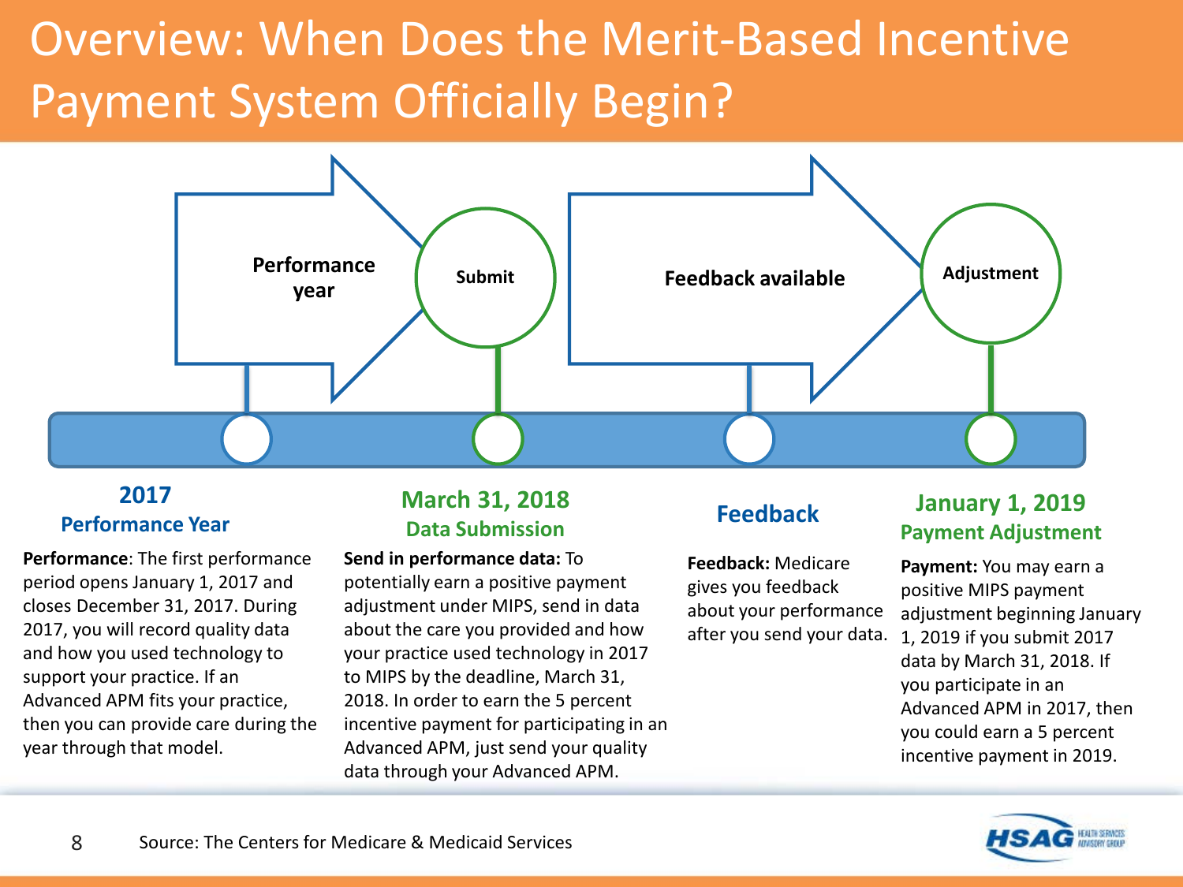# Overview: When Does the Merit-Based Incentive Payment System Officially Begin?

Performance year → Submit → Feedback available → Adjustment

## 2017
### Performance Year

**Performance**: The first performance period opens January 1, 2017 and closes December 31, 2017. During 2017, you will record quality data and how you used technology to support your practice. If an Advanced APM fits your practice, then you can provide care during the year through that model.

## March 31, 2018
### Data Submission

**Send in performance data:** To potentially earn a positive payment adjustment under MIPS, send in data about the care you provided and how your practice used technology in 2017 to MIPS by the deadline, March 31, 2018. In order to earn the 5 percent incentive payment for participating in an Advanced APM, just send your quality data through your Advanced APM.

## Feedback

**Feedback:** Medicare gives you feedback about your performance after you send your data.

## January 1, 2019
### Payment Adjustment

**Payment:** You may earn a positive MIPS payment adjustment beginning January 1, 2019 if you submit 2017 data by March 31, 2018. If you participate in an Advanced APM in 2017, then you could earn a 5 percent incentive payment in 2019.

Source: The Centers for Medicare & Medicaid Services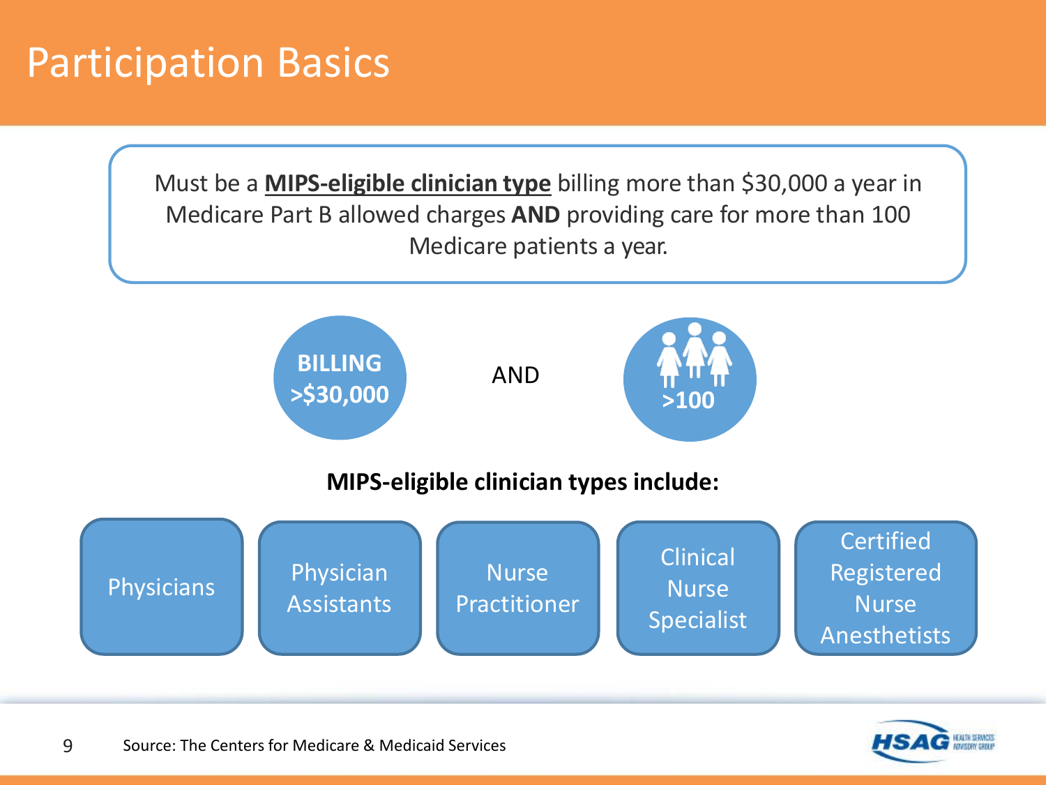# Participation Basics

Must be a **MIPS-eligible clinician type** billing more than $30,000 a year in Medicare Part B allowed charges **AND** providing care for more than 100 Medicare patients a year.

**BILLING >$30,000**

AND

**>100**

**MIPS-eligible clinician types include:**

- Physicians
- Physician Assistants
- Nurse Practitioner
- Clinical Nurse Specialist
- Certified Registered Nurse Anesthetists

Source: The Centers for Medicare & Medicaid Services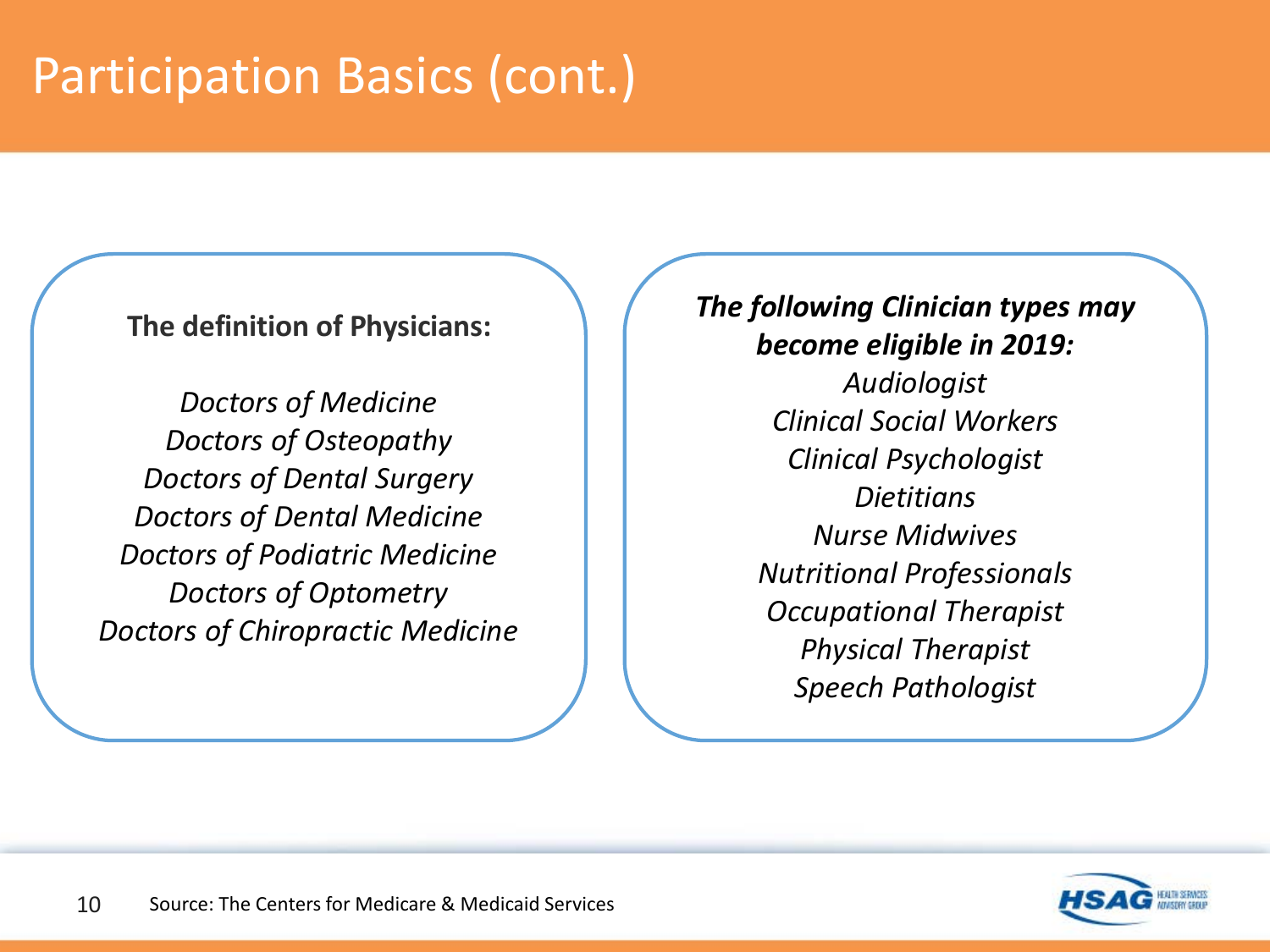# Participation Basics (cont.)

**The definition of Physicians:**

*Doctors of Medicine*
*Doctors of Osteopathy*
*Doctors of Dental Surgery*
*Doctors of Dental Medicine*
*Doctors of Podiatric Medicine*
*Doctors of Optometry*
*Doctors of Chiropractic Medicine*

***The following Clinician types may become eligible in 2019:***

*Audiologist*
*Clinical Social Workers*
*Clinical Psychologist*
*Dietitians*
*Nurse Midwives*
*Nutritional Professionals*
*Occupational Therapist*
*Physical Therapist*
*Speech Pathologist*

Source: The Centers for Medicare & Medicaid Services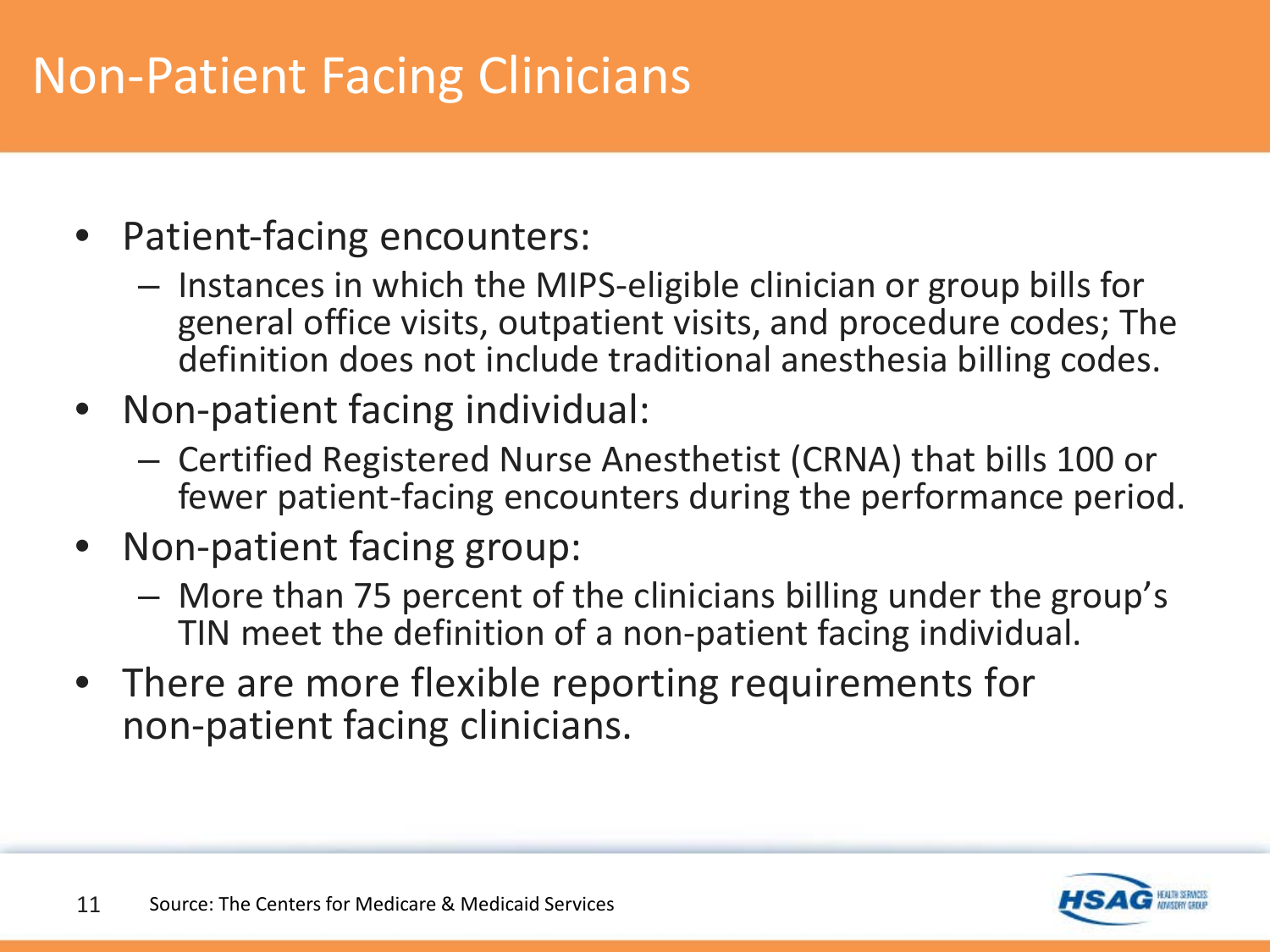# Non-Patient Facing Clinicians

- Patient-facing encounters:
  - Instances in which the MIPS-eligible clinician or group bills for general office visits, outpatient visits, and procedure codes; The definition does not include traditional anesthesia billing codes.
- Non-patient facing individual:
  - Certified Registered Nurse Anesthetist (CRNA) that bills 100 or fewer patient-facing encounters during the performance period.
- Non-patient facing group:
  - More than 75 percent of the clinicians billing under the group's TIN meet the definition of a non-patient facing individual.
- There are more flexible reporting requirements for non-patient facing clinicians.

Source: The Centers for Medicare & Medicaid Services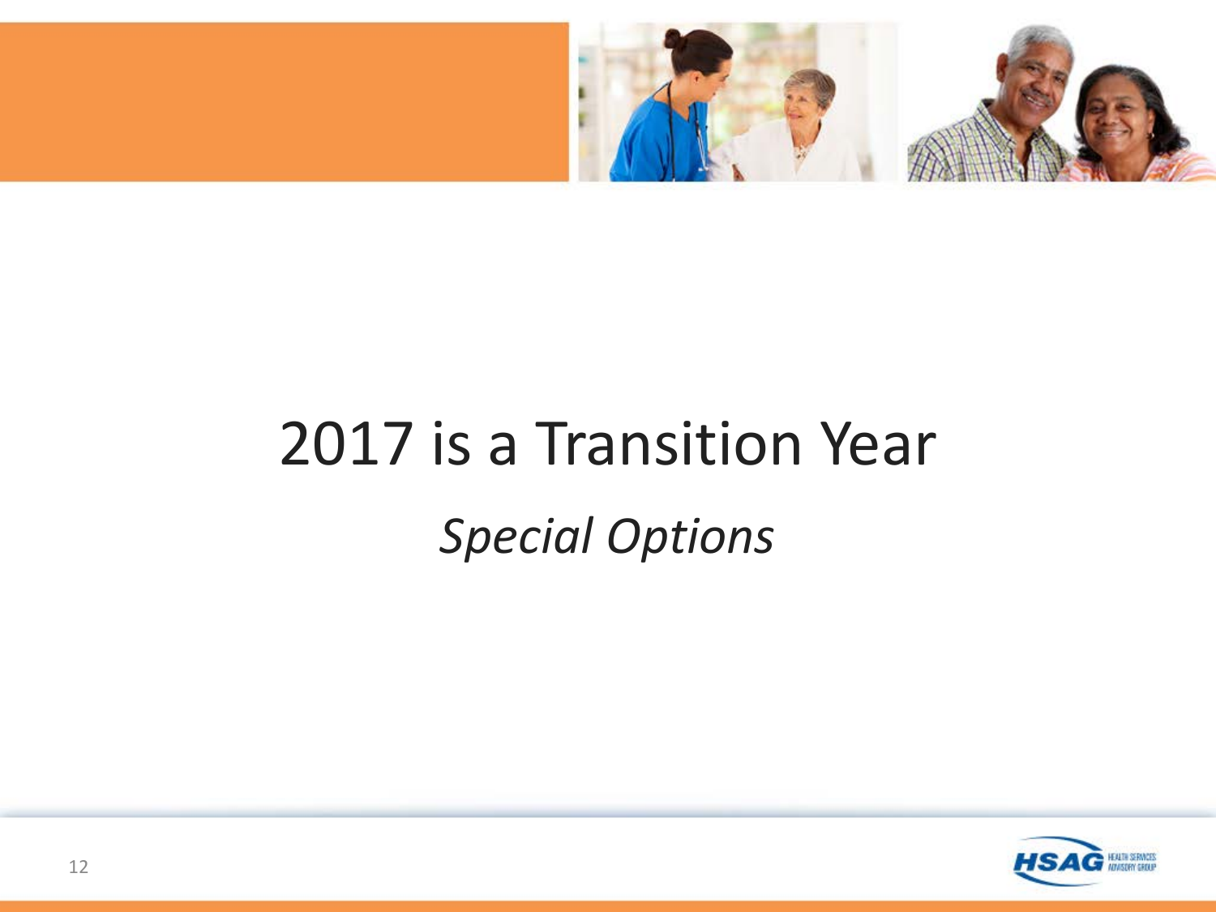# 2017 is a Transition Year

*Special Options*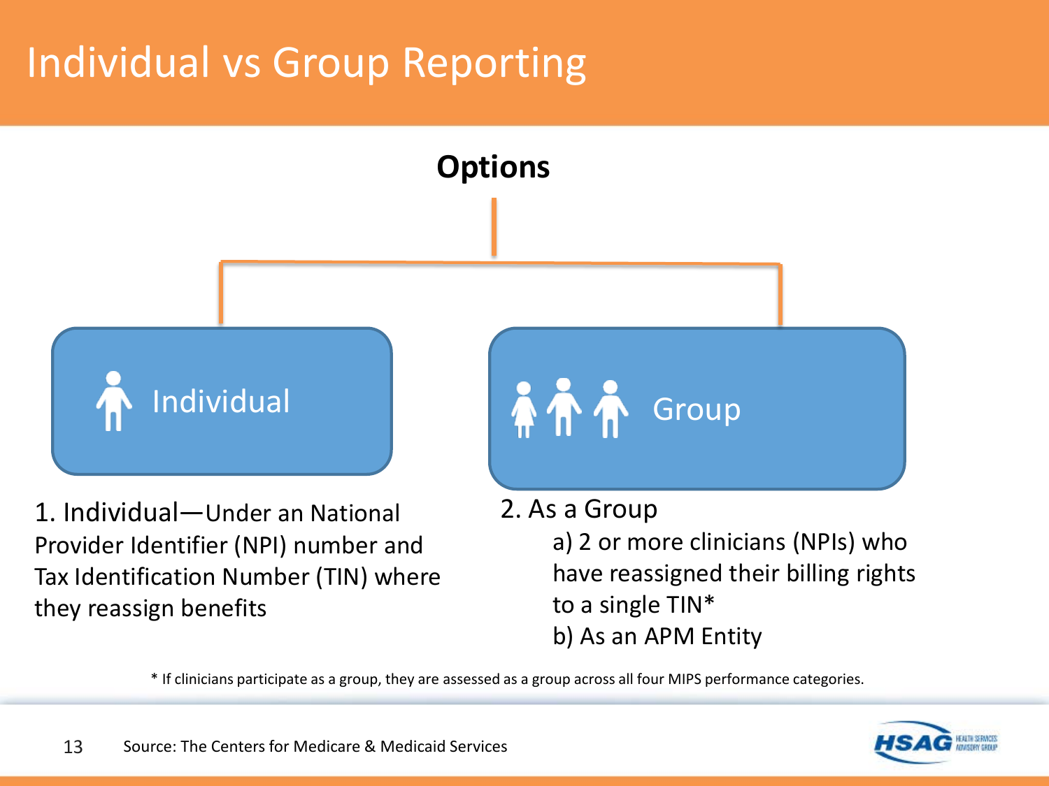# Individual vs Group Reporting

**Options**

Individual

Group

1. Individual—Under an National Provider Identifier (NPI) number and Tax Identification Number (TIN) where they reassign benefits

2. As a Group
   a) 2 or more clinicians (NPIs) who have reassigned their billing rights to a single TIN*
   b) As an APM Entity

* If clinicians participate as a group, they are assessed as a group across all four MIPS performance categories.

Source: The Centers for Medicare & Medicaid Services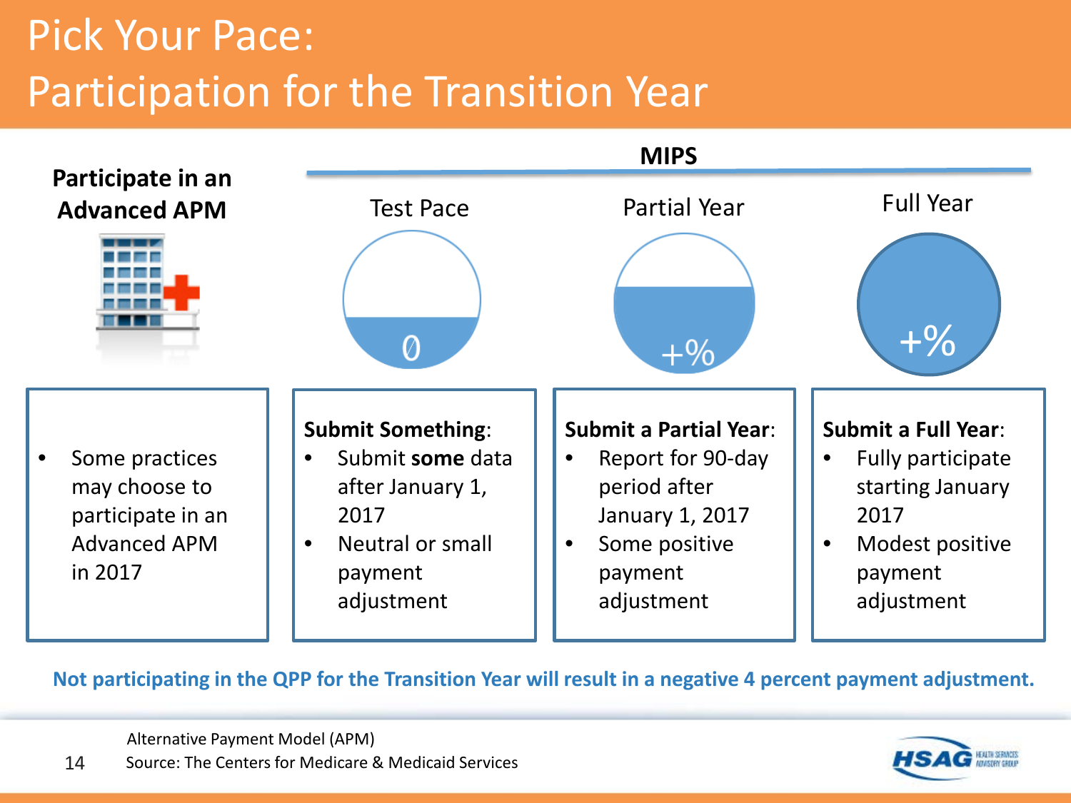# Pick Your Pace: Participation for the Transition Year

| Participate in an Advanced APM | MIPS: Test Pace | MIPS: Partial Year | MIPS: Full Year |
|---|---|---|---|
| | 0 | +% | +% |
| • Some practices may choose to participate in an Advanced APM in 2017 | **Submit Something**:<br>• Submit **some** data after January 1, 2017<br>• Neutral or small payment adjustment | **Submit a Partial Year**:<br>• Report for 90-day period after January 1, 2017<br>• Some positive payment adjustment | **Submit a Full Year**:<br>• Fully participate starting January 2017<br>• Modest positive payment adjustment |

**Not participating in the QPP for the Transition Year will result in a negative 4 percent payment adjustment.**

Alternative Payment Model (APM)
Source: The Centers for Medicare & Medicaid Services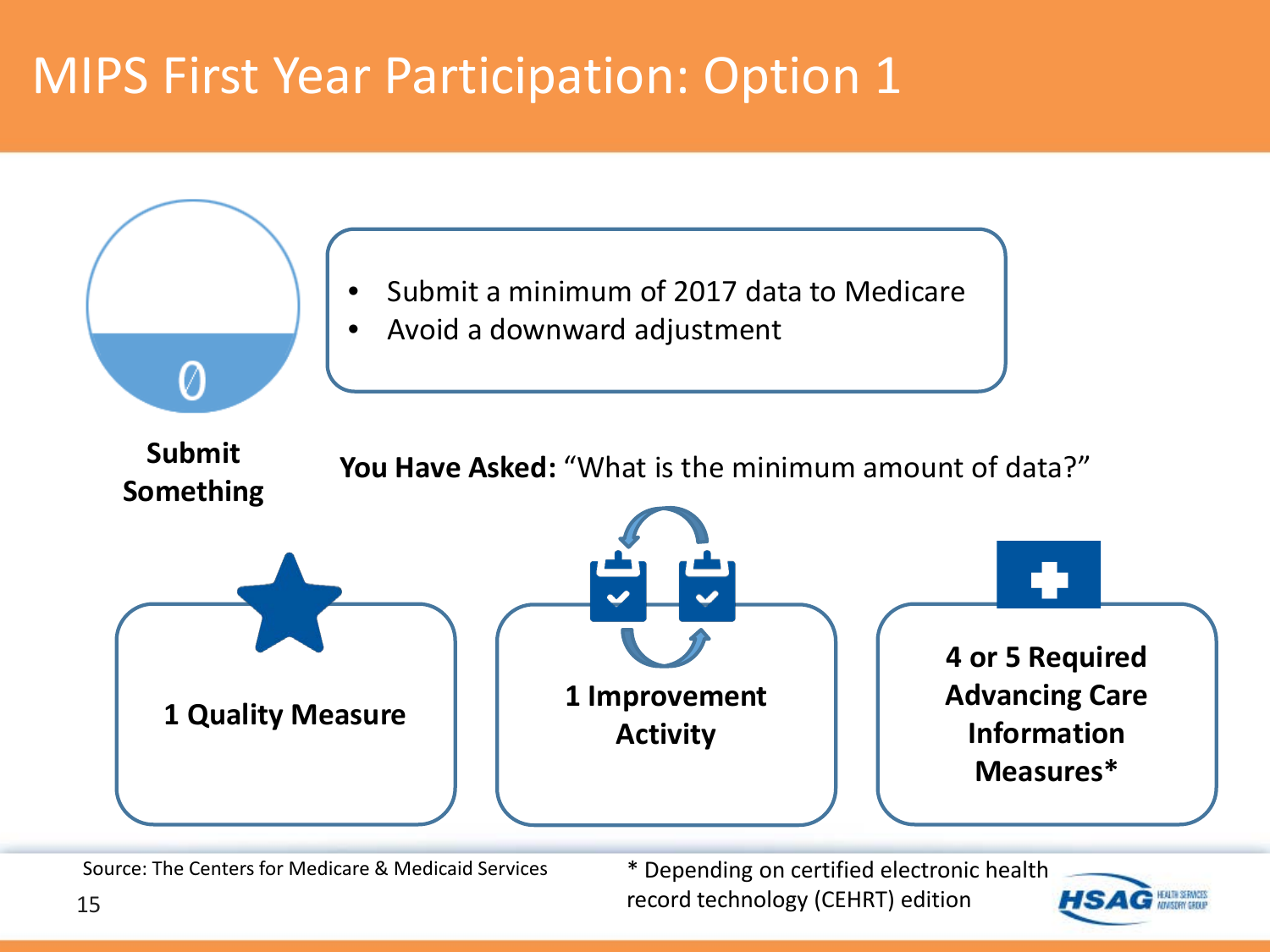# MIPS First Year Participation: Option 1

0

**Submit Something**

- Submit a minimum of 2017 data to Medicare
- Avoid a downward adjustment

**You Have Asked:** "What is the minimum amount of data?"

**1 Quality Measure**

**1 Improvement Activity**

**4 or 5 Required Advancing Care Information Measures***

Source: The Centers for Medicare & Medicaid Services

* Depending on certified electronic health record technology (CEHRT) edition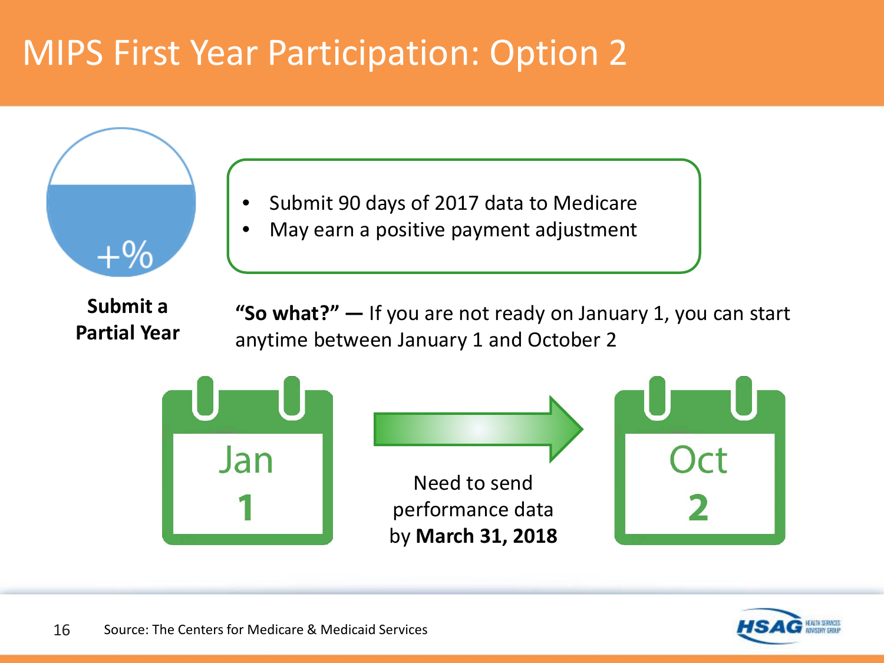# MIPS First Year Participation: Option 2

+%

**Submit a Partial Year**

- Submit 90 days of 2017 data to Medicare
- May earn a positive payment adjustment

**"So what?" —** If you are not ready on January 1, you can start anytime between January 1 and October 2

Jan **1**

Need to send performance data by **March 31, 2018**

Oct **2**

Source: The Centers for Medicare & Medicaid Services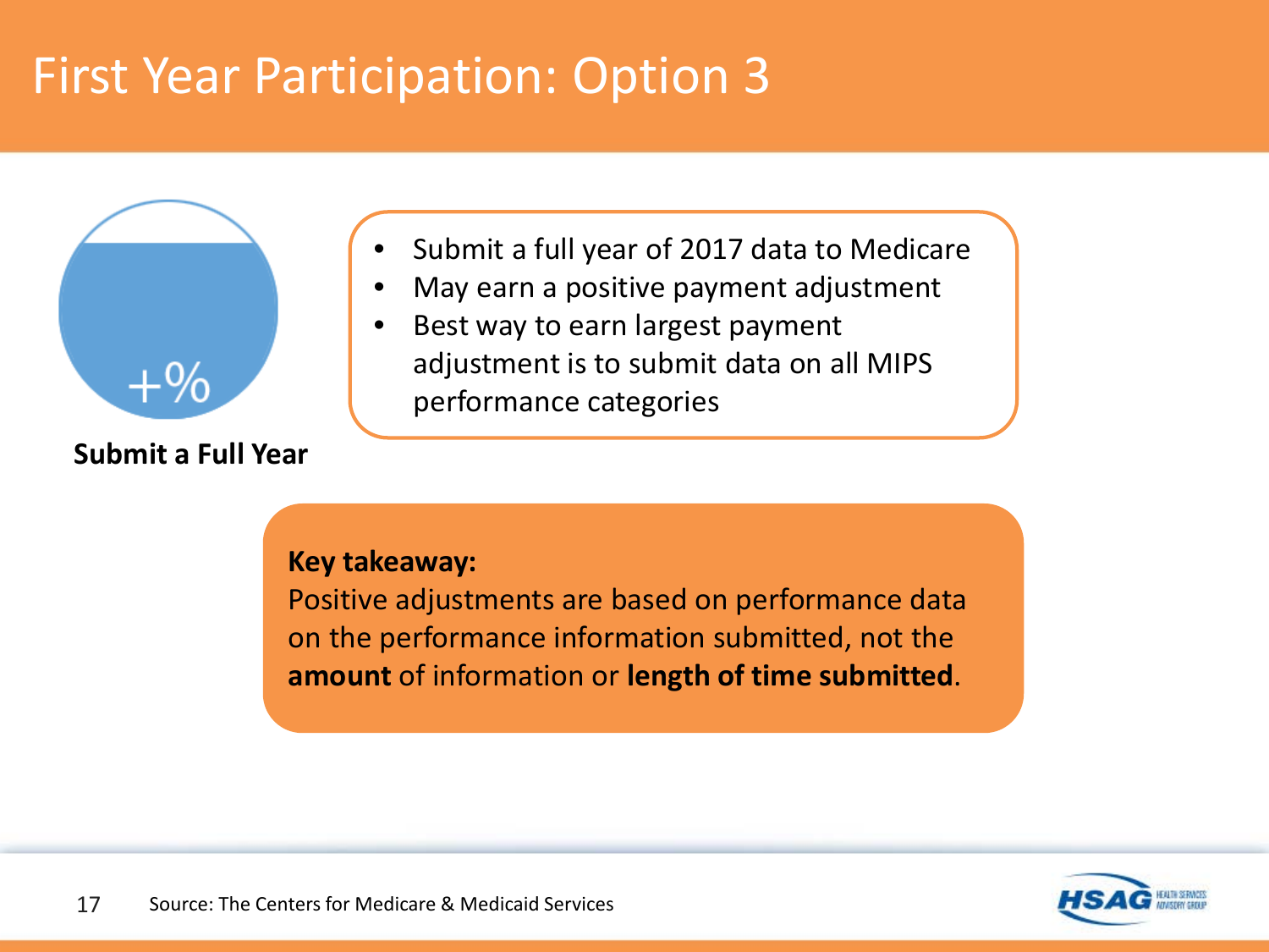# First Year Participation: Option 3

+%

**Submit a Full Year**

- Submit a full year of 2017 data to Medicare
- May earn a positive payment adjustment
- Best way to earn largest payment adjustment is to submit data on all MIPS performance categories

**Key takeaway:**
Positive adjustments are based on performance data on the performance information submitted, not the **amount** of information or **length of time submitted**.

Source: The Centers for Medicare & Medicaid Services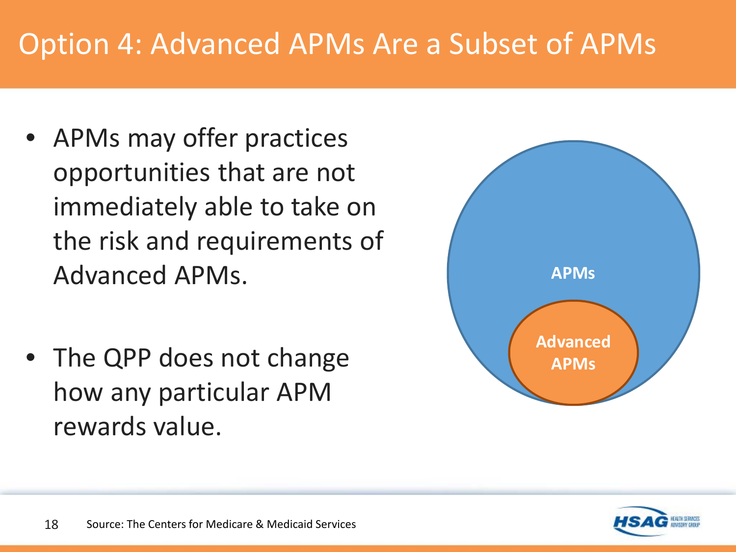# Option 4: Advanced APMs Are a Subset of APMs

- APMs may offer practices opportunities that are not immediately able to take on the risk and requirements of Advanced APMs.
- The QPP does not change how any particular APM rewards value.

APMs

Advanced APMs

Source: The Centers for Medicare & Medicaid Services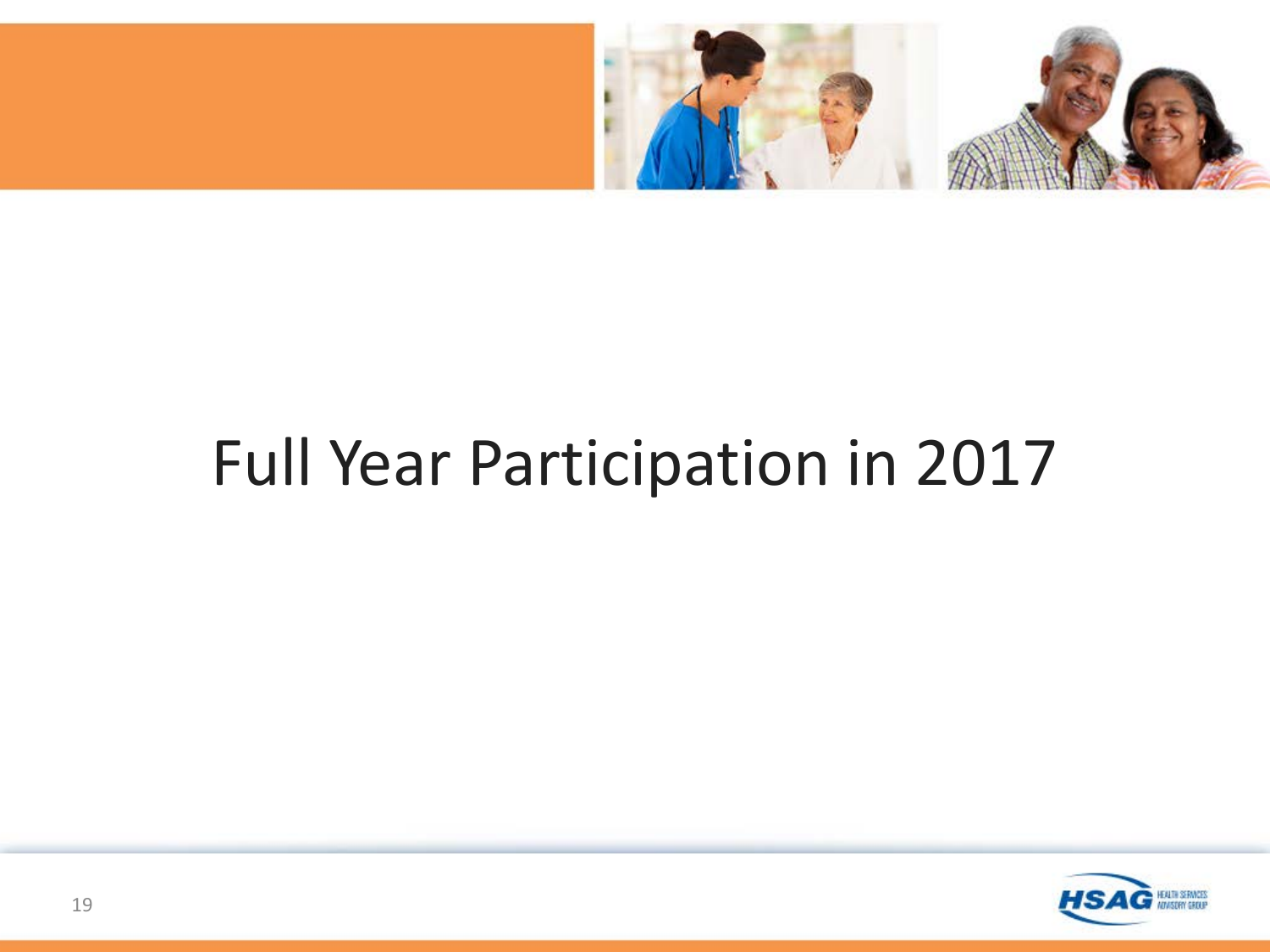# Full Year Participation in 2017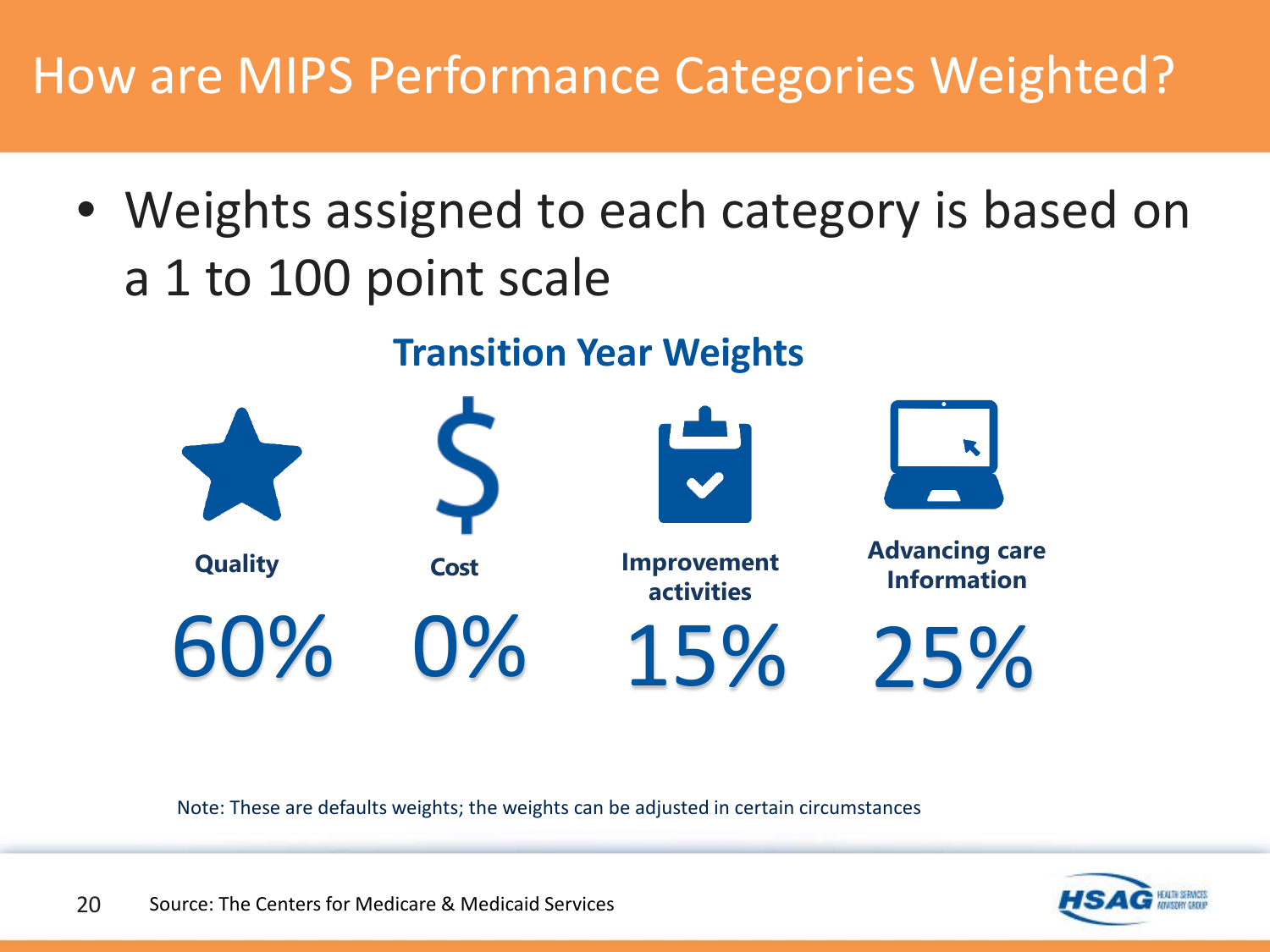# How are MIPS Performance Categories Weighted?

- Weights assigned to each category is based on a 1 to 100 point scale

## Transition Year Weights

| Quality | Cost | Improvement activities | Advancing care Information |
|---|---|---|---|
| 60% | 0% | 15% | 25% |

Note: These are defaults weights; the weights can be adjusted in certain circumstances

Source: The Centers for Medicare & Medicaid Services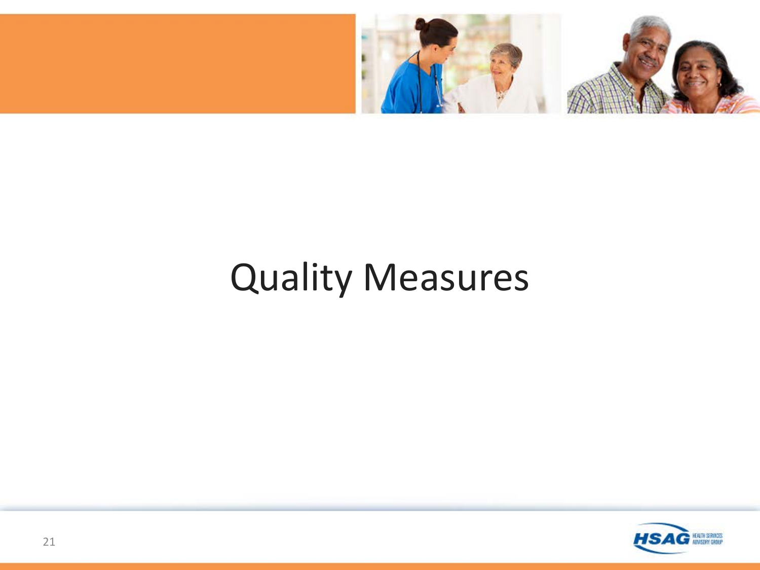# Quality Measures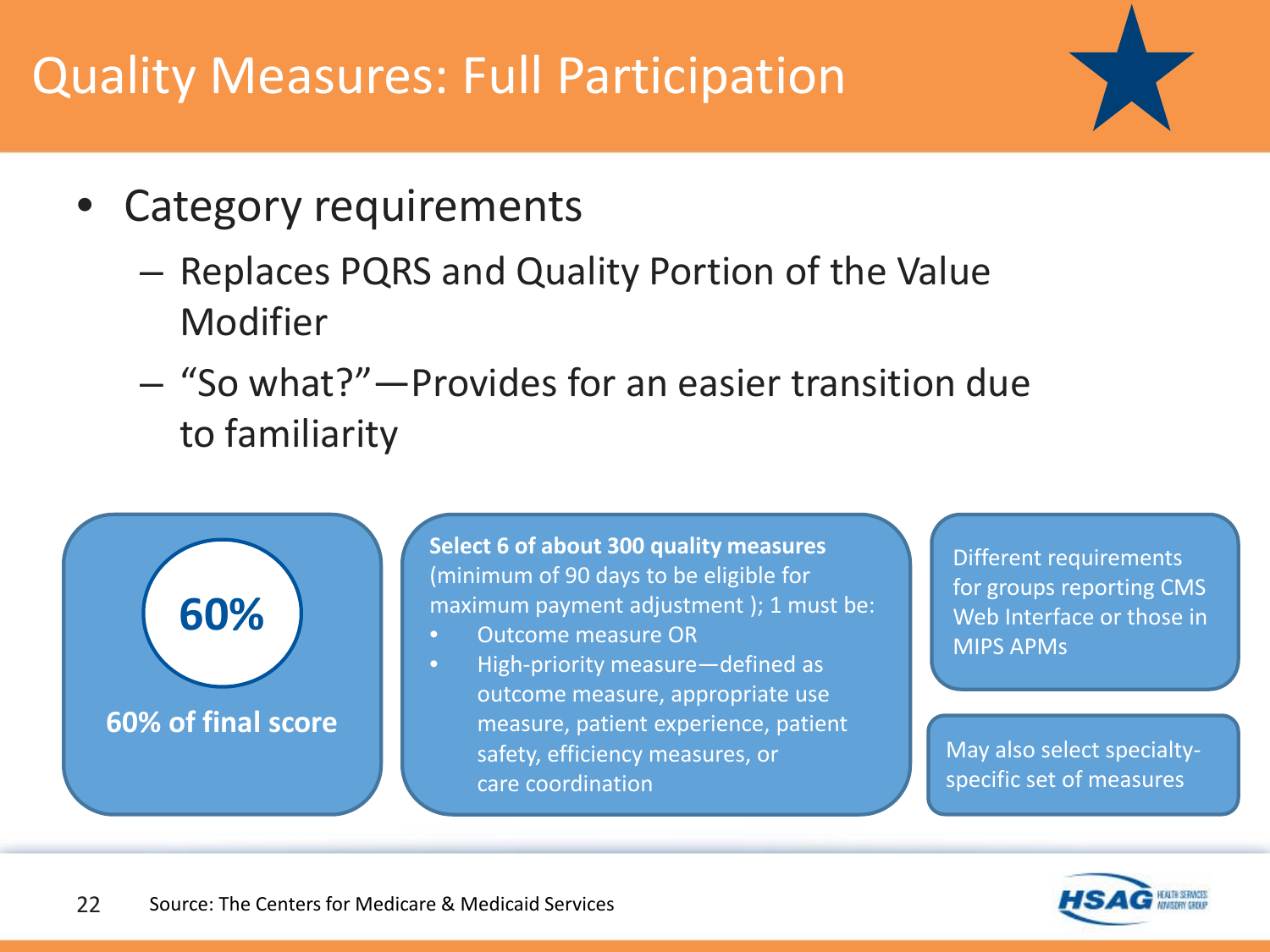# Quality Measures: Full Participation

- Category requirements
  - Replaces PQRS and Quality Portion of the Value Modifier
  - "So what?"—Provides for an easier transition due to familiarity

**60%**

**60% of final score**

**Select 6 of about 300 quality measures** (minimum of 90 days to be eligible for maximum payment adjustment ); 1 must be:

- Outcome measure OR
- High-priority measure—defined as outcome measure, appropriate use measure, patient experience, patient safety, efficiency measures, or care coordination

Different requirements for groups reporting CMS Web Interface or those in MIPS APMs

May also select specialty-specific set of measures

Source: The Centers for Medicare & Medicaid Services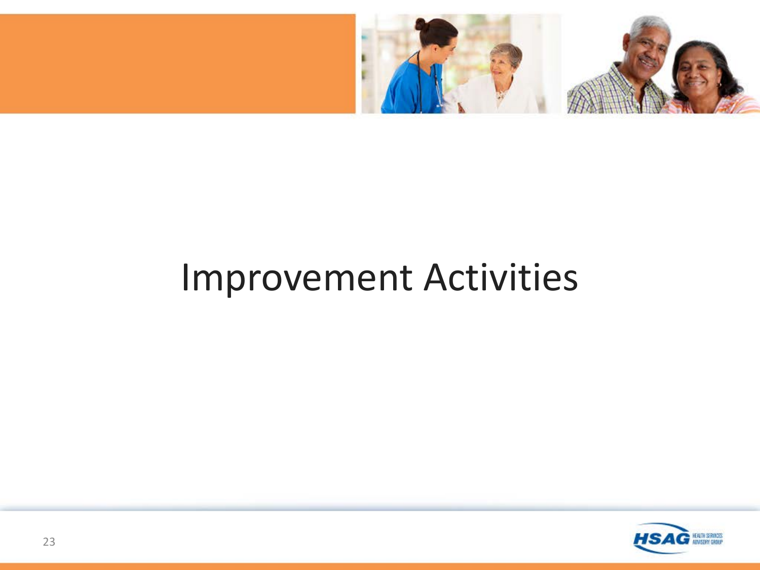# Improvement Activities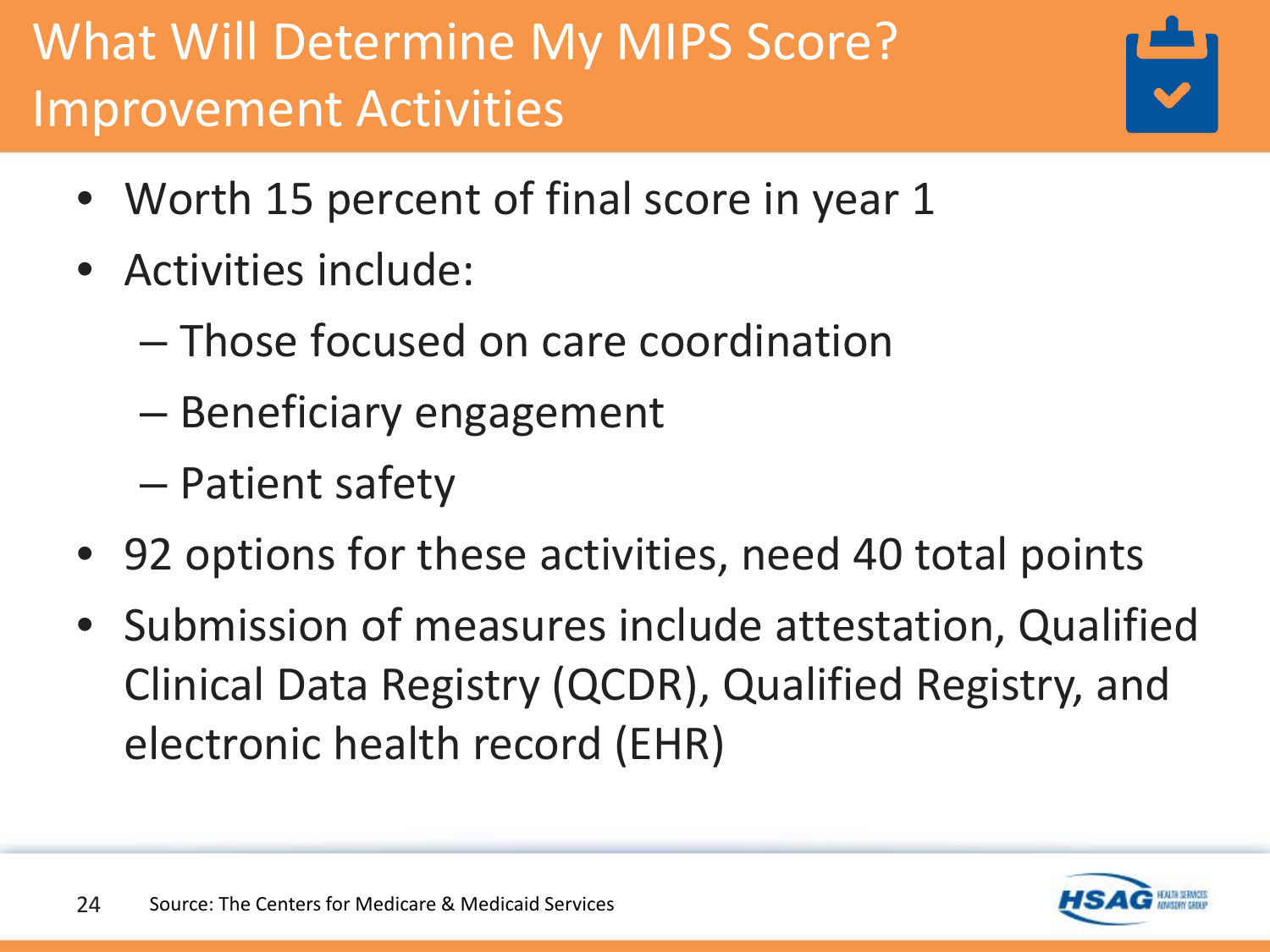# What Will Determine My MIPS Score? Improvement Activities

- Worth 15 percent of final score in year 1
- Activities include:
  - Those focused on care coordination
  - Beneficiary engagement
  - Patient safety
- 92 options for these activities, need 40 total points
- Submission of measures include attestation, Qualified Clinical Data Registry (QCDR), Qualified Registry, and electronic health record (EHR)

Source: The Centers for Medicare & Medicaid Services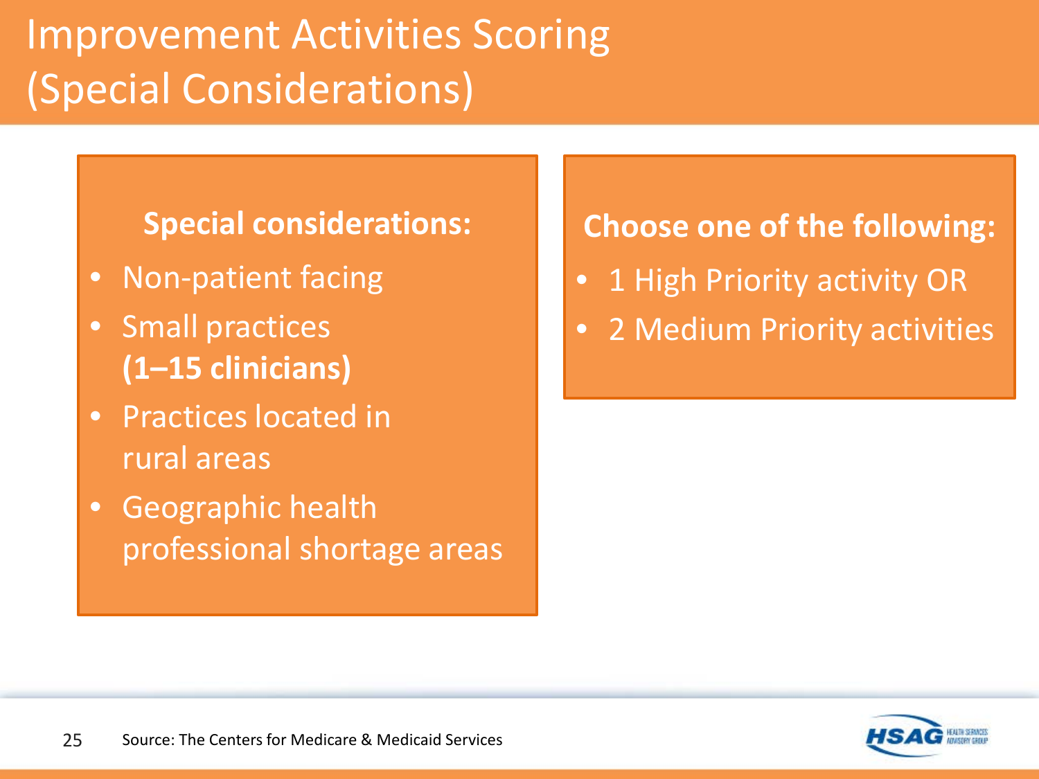# Improvement Activities Scoring (Special Considerations)

**Special considerations:**

- Non-patient facing
- Small practices **(1–15 clinicians)**
- Practices located in rural areas
- Geographic health professional shortage areas

**Choose one of the following:**

- 1 High Priority activity OR
- 2 Medium Priority activities

Source: The Centers for Medicare & Medicaid Services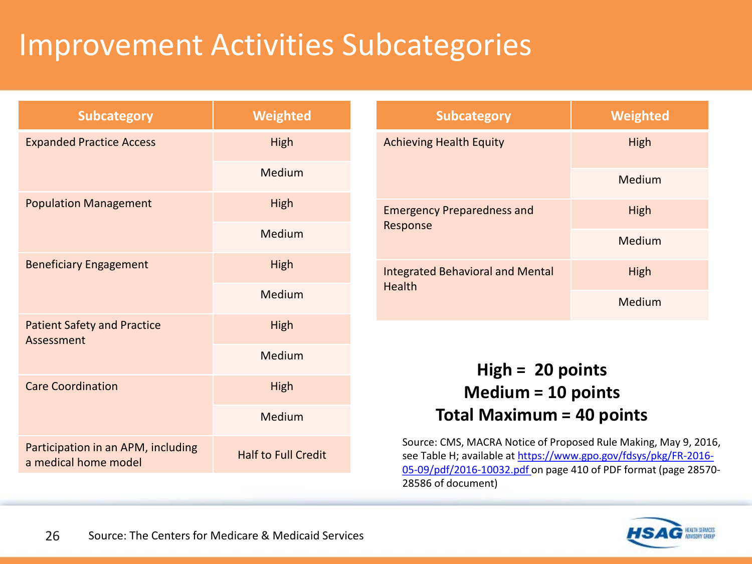# Improvement Activities Subcategories

| Subcategory | Weighted |
|---|---|
| Expanded Practice Access | High |
| | Medium |
| Population Management | High |
| | Medium |
| Beneficiary Engagement | High |
| | Medium |
| Patient Safety and Practice Assessment | High |
| | Medium |
| Care Coordination | High |
| | Medium |
| Participation in an APM, including a medical home model | Half to Full Credit |

| Subcategory | Weighted |
|---|---|
| Achieving Health Equity | High |
| | Medium |
| Emergency Preparedness and Response | High |
| | Medium |
| Integrated Behavioral and Mental Health | High |
| | Medium |

**High = 20 points**
**Medium = 10 points**
**Total Maximum = 40 points**

Source: CMS, MACRA Notice of Proposed Rule Making, May 9, 2016, see Table H; available at https://www.gpo.gov/fdsys/pkg/FR-2016-05-09/pdf/2016-10032.pdf on page 410 of PDF format (page 28570-28586 of document)

Source: The Centers for Medicare & Medicaid Services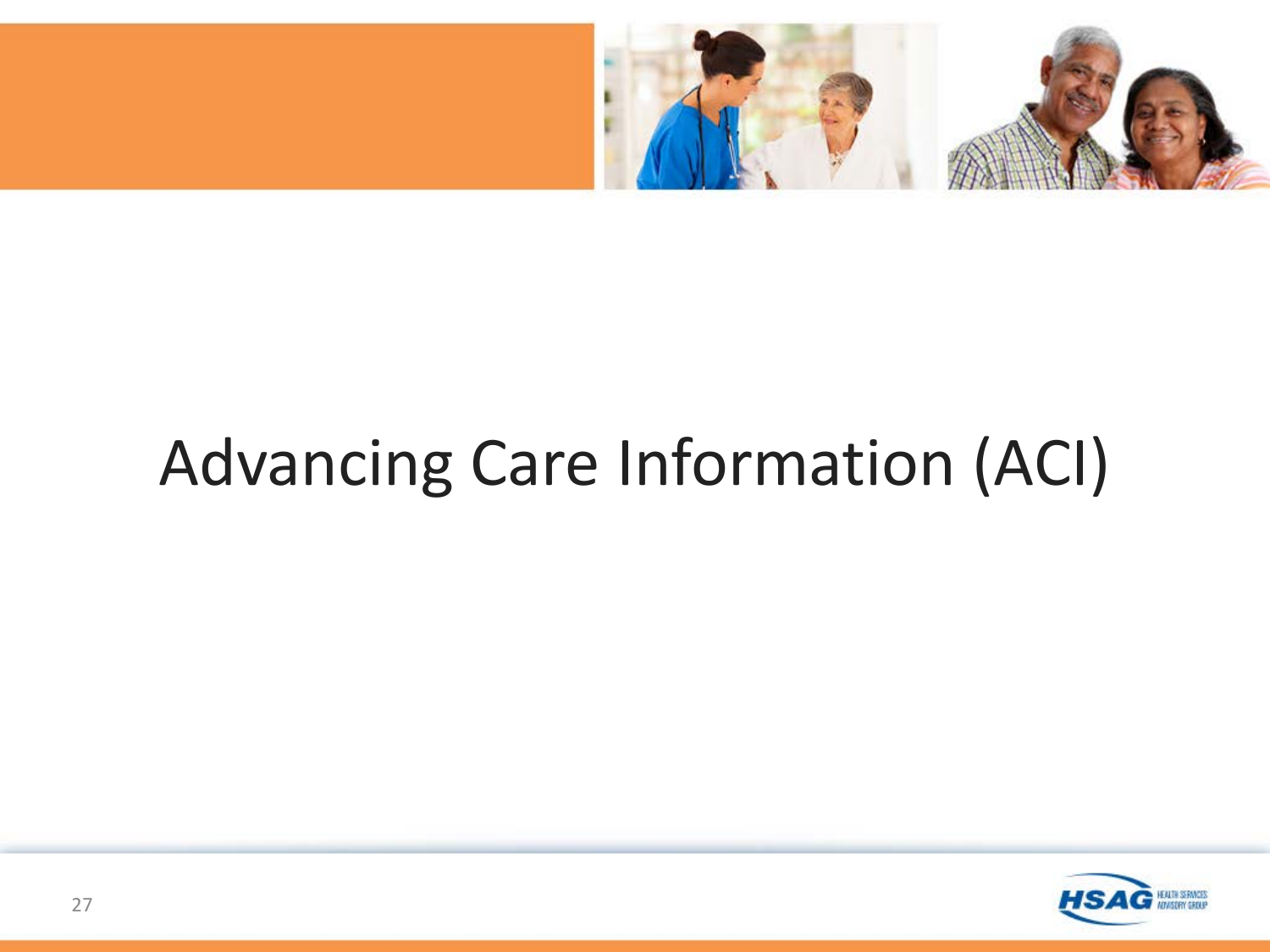# Advancing Care Information (ACI)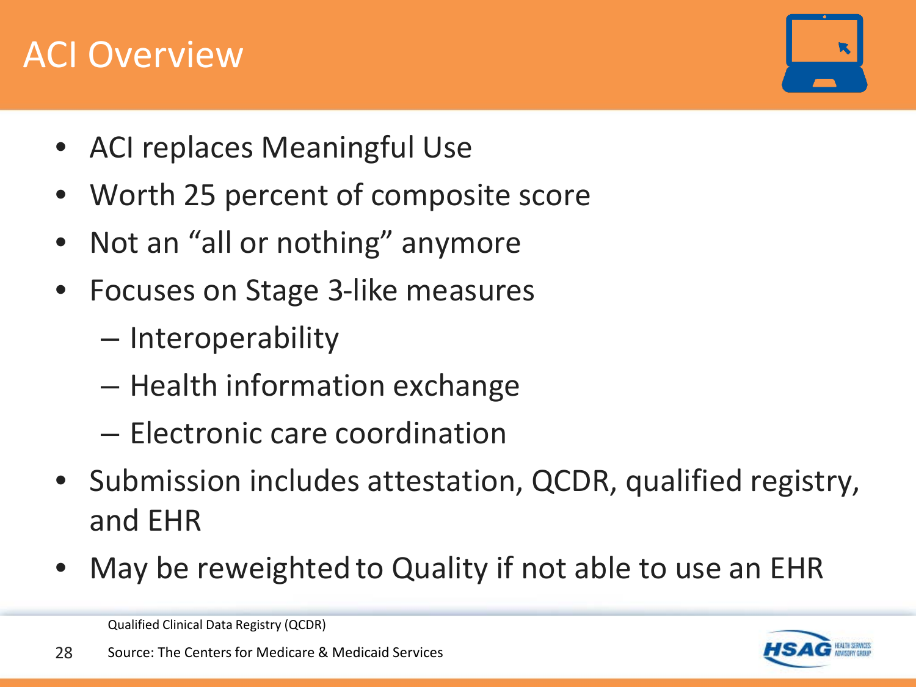# ACI Overview

- ACI replaces Meaningful Use
- Worth 25 percent of composite score
- Not an "all or nothing" anymore
- Focuses on Stage 3-like measures
  - Interoperability
  - Health information exchange
  - Electronic care coordination
- Submission includes attestation, QCDR, qualified registry, and EHR
- May be reweighted to Quality if not able to use an EHR

Qualified Clinical Data Registry (QCDR)

Source: The Centers for Medicare & Medicaid Services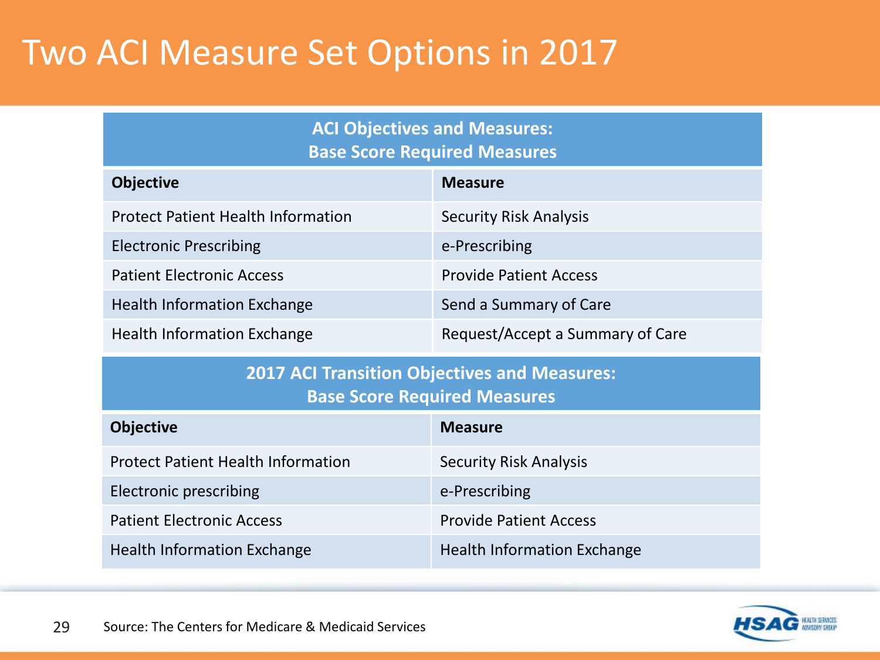# Two ACI Measure Set Options in 2017

| ACI Objectives and Measures: Base Score Required Measures | |
|---|---|
| **Objective** | **Measure** |
| Protect Patient Health Information | Security Risk Analysis |
| Electronic Prescribing | e-Prescribing |
| Patient Electronic Access | Provide Patient Access |
| Health Information Exchange | Send a Summary of Care |
| Health Information Exchange | Request/Accept a Summary of Care |

| 2017 ACI Transition Objectives and Measures: Base Score Required Measures | |
|---|---|
| **Objective** | **Measure** |
| Protect Patient Health Information | Security Risk Analysis |
| Electronic prescribing | e-Prescribing |
| Patient Electronic Access | Provide Patient Access |
| Health Information Exchange | Health Information Exchange |

Source: The Centers for Medicare & Medicaid Services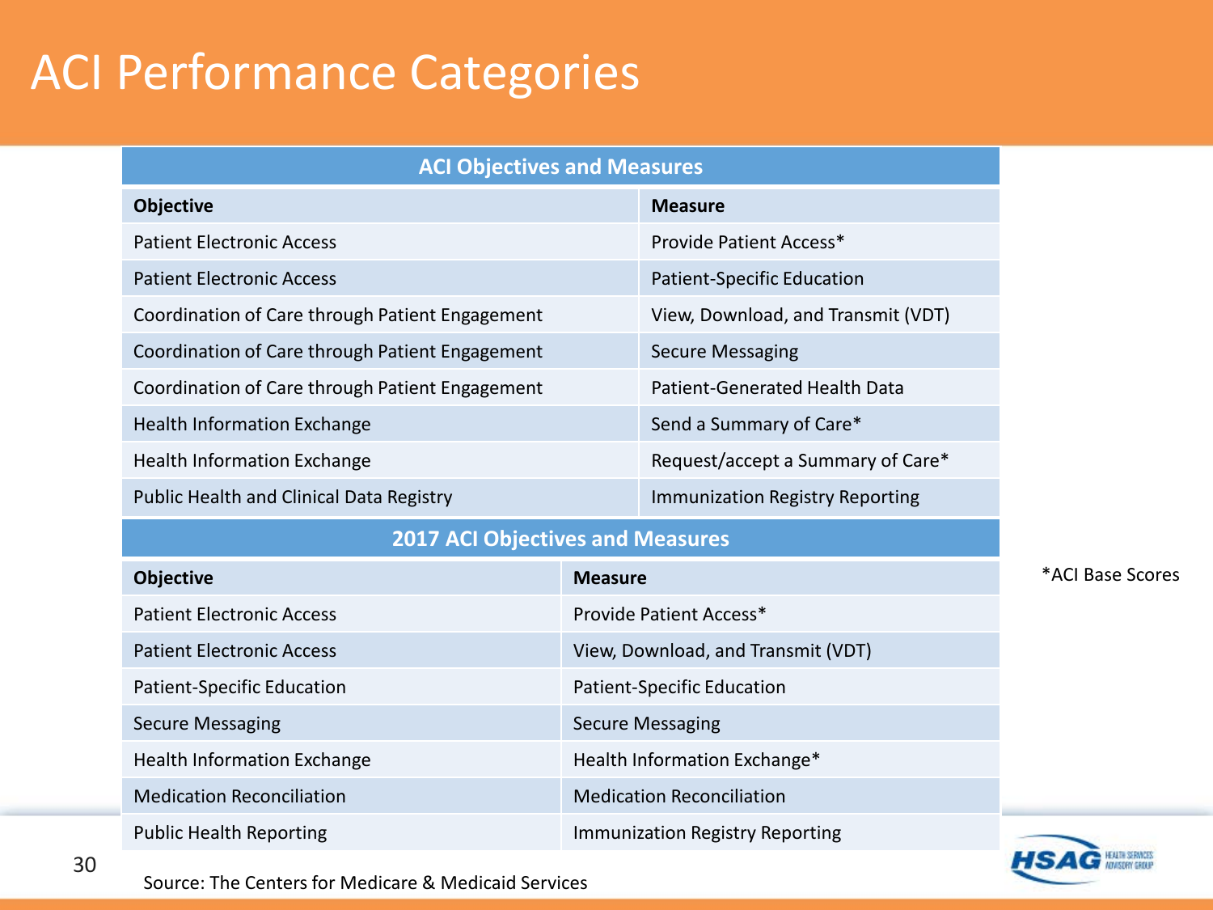# ACI Performance Categories

| ACI Objectives and Measures | |
|---|---|
| **Objective** | **Measure** |
| Patient Electronic Access | Provide Patient Access* |
| Patient Electronic Access | Patient-Specific Education |
| Coordination of Care through Patient Engagement | View, Download, and Transmit (VDT) |
| Coordination of Care through Patient Engagement | Secure Messaging |
| Coordination of Care through Patient Engagement | Patient-Generated Health Data |
| Health Information Exchange | Send a Summary of Care* |
| Health Information Exchange | Request/accept a Summary of Care* |
| Public Health and Clinical Data Registry | Immunization Registry Reporting |

| 2017 ACI Objectives and Measures | |
|---|---|
| **Objective** | **Measure** |
| Patient Electronic Access | Provide Patient Access* |
| Patient Electronic Access | View, Download, and Transmit (VDT) |
| Patient-Specific Education | Patient-Specific Education |
| Secure Messaging | Secure Messaging |
| Health Information Exchange | Health Information Exchange* |
| Medication Reconciliation | Medication Reconciliation |
| Public Health Reporting | Immunization Registry Reporting |

*ACI Base Scores

Source: The Centers for Medicare & Medicaid Services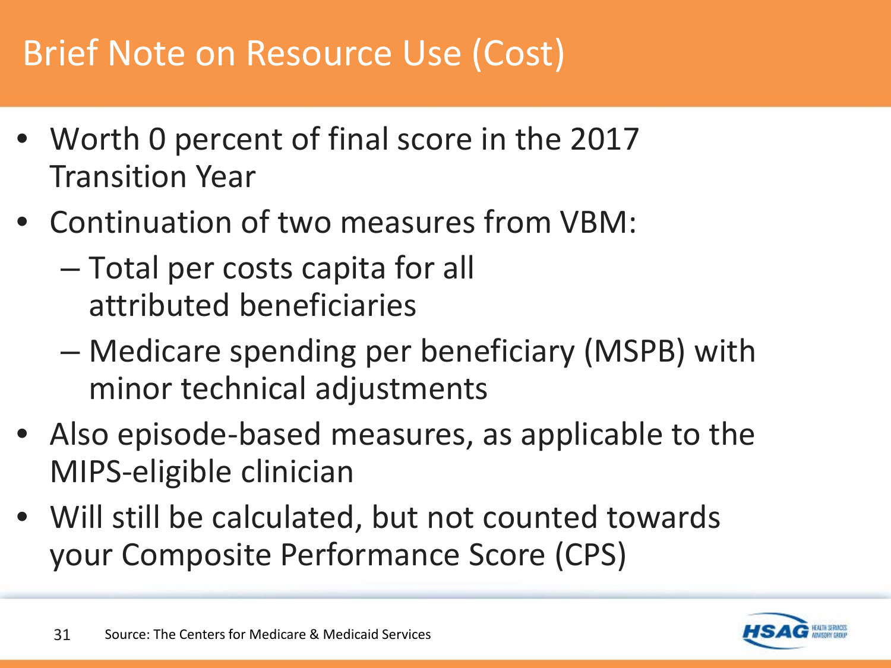# Brief Note on Resource Use (Cost)

- Worth 0 percent of final score in the 2017 Transition Year
- Continuation of two measures from VBM:
  - Total per costs capita for all attributed beneficiaries
  - Medicare spending per beneficiary (MSPB) with minor technical adjustments
- Also episode-based measures, as applicable to the MIPS-eligible clinician
- Will still be calculated, but not counted towards your Composite Performance Score (CPS)

Source: The Centers for Medicare & Medicaid Services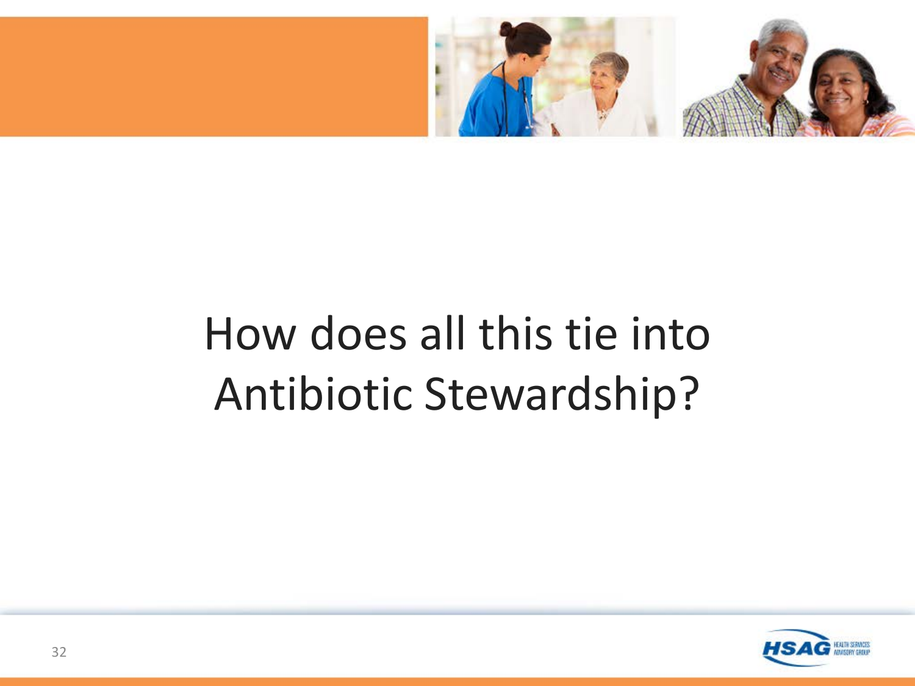# How does all this tie into Antibiotic Stewardship?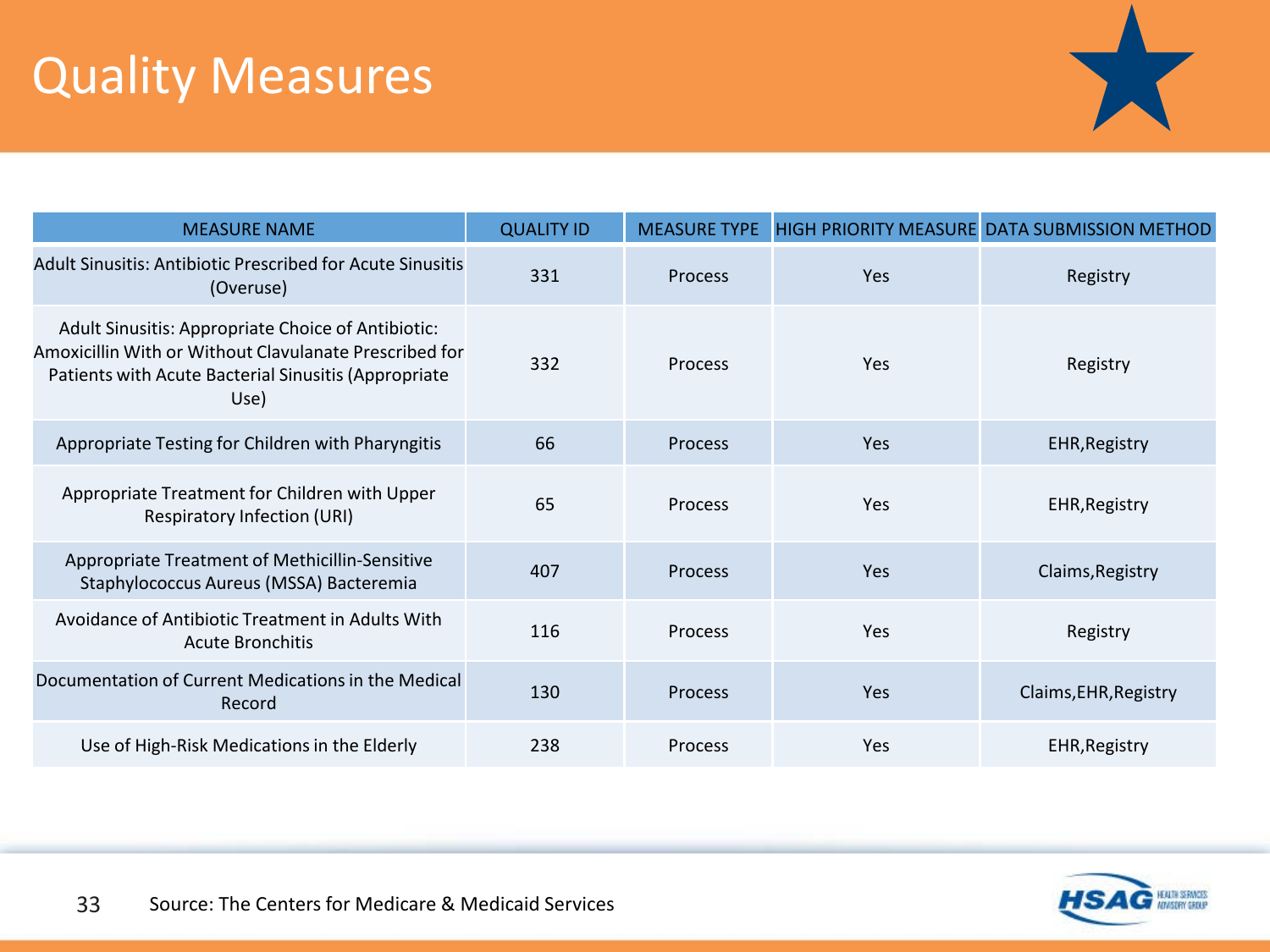# Quality Measures

| MEASURE NAME | QUALITY ID | MEASURE TYPE | HIGH PRIORITY MEASURE | DATA SUBMISSION METHOD |
| --- | --- | --- | --- | --- |
| Adult Sinusitis: Antibiotic Prescribed for Acute Sinusitis (Overuse) | 331 | Process | Yes | Registry |
| Adult Sinusitis: Appropriate Choice of Antibiotic: Amoxicillin With or Without Clavulanate Prescribed for Patients with Acute Bacterial Sinusitis (Appropriate Use) | 332 | Process | Yes | Registry |
| Appropriate Testing for Children with Pharyngitis | 66 | Process | Yes | EHR,Registry |
| Appropriate Treatment for Children with Upper Respiratory Infection (URI) | 65 | Process | Yes | EHR,Registry |
| Appropriate Treatment of Methicillin-Sensitive Staphylococcus Aureus (MSSA) Bacteremia | 407 | Process | Yes | Claims,Registry |
| Avoidance of Antibiotic Treatment in Adults With Acute Bronchitis | 116 | Process | Yes | Registry |
| Documentation of Current Medications in the Medical Record | 130 | Process | Yes | Claims,EHR,Registry |
| Use of High-Risk Medications in the Elderly | 238 | Process | Yes | EHR,Registry |

Source: The Centers for Medicare & Medicaid Services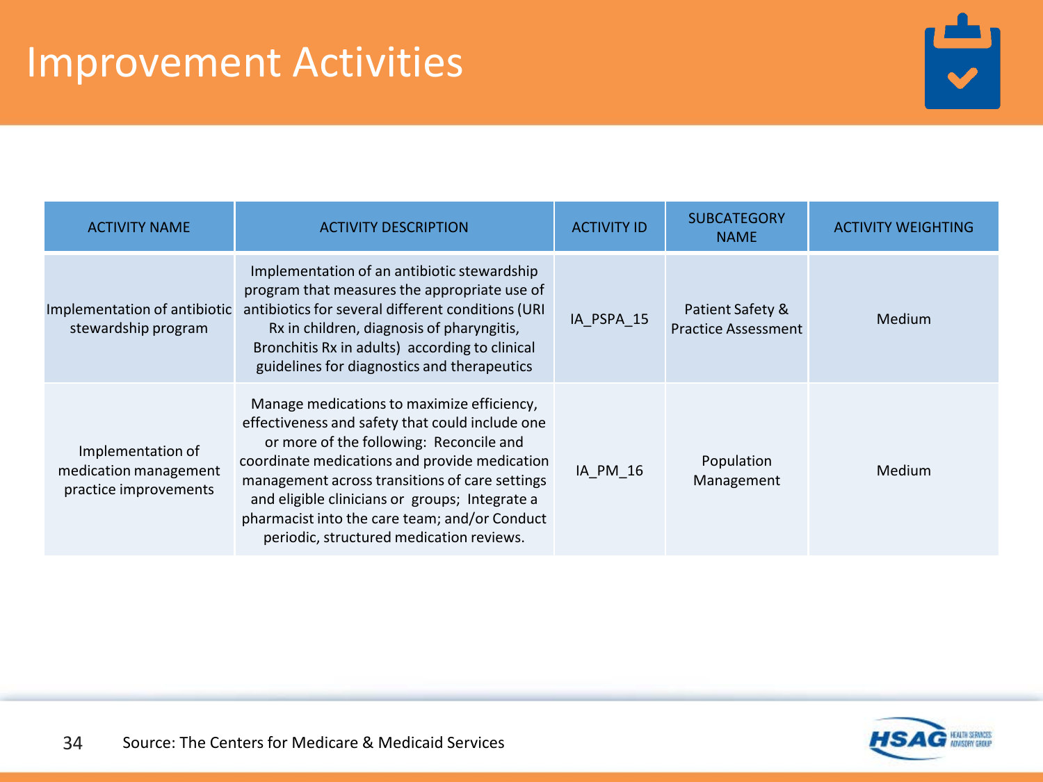# Improvement Activities

| ACTIVITY NAME | ACTIVITY DESCRIPTION | ACTIVITY ID | SUBCATEGORY NAME | ACTIVITY WEIGHTING |
|---|---|---|---|---|
| Implementation of antibiotic stewardship program | Implementation of an antibiotic stewardship program that measures the appropriate use of antibiotics for several different conditions (URI Rx in children, diagnosis of pharyngitis, Bronchitis Rx in adults) according to clinical guidelines for diagnostics and therapeutics | IA_PSPA_15 | Patient Safety & Practice Assessment | Medium |
| Implementation of medication management practice improvements | Manage medications to maximize efficiency, effectiveness and safety that could include one or more of the following: Reconcile and coordinate medications and provide medication management across transitions of care settings and eligible clinicians or groups; Integrate a pharmacist into the care team; and/or Conduct periodic, structured medication reviews. | IA_PM_16 | Population Management | Medium |

Source: The Centers for Medicare & Medicaid Services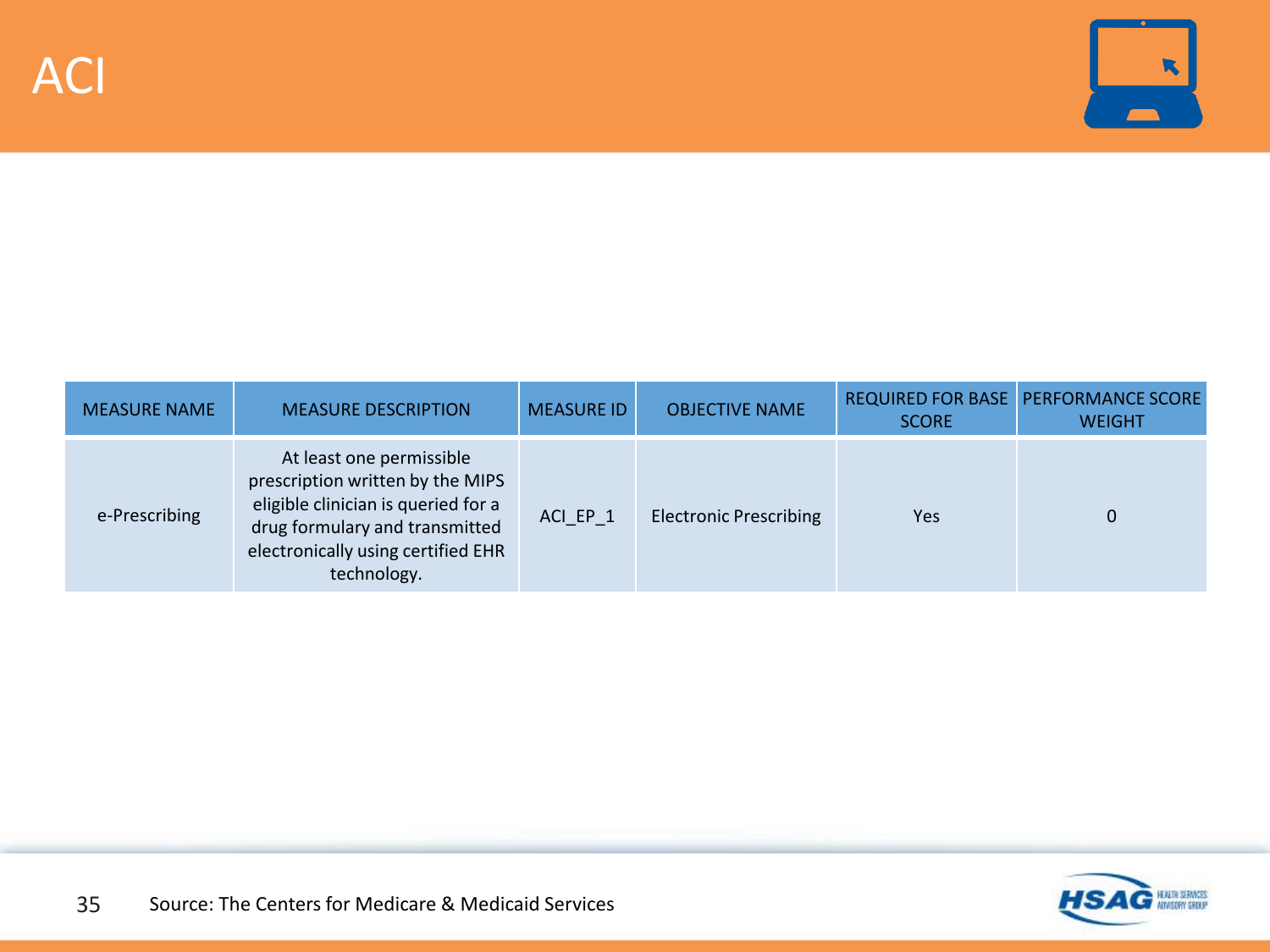# ACI

| MEASURE NAME | MEASURE DESCRIPTION | MEASURE ID | OBJECTIVE NAME | REQUIRED FOR BASE SCORE | PERFORMANCE SCORE WEIGHT |
|---|---|---|---|---|---|
| e-Prescribing | At least one permissible prescription written by the MIPS eligible clinician is queried for a drug formulary and transmitted electronically using certified EHR technology. | ACI_EP_1 | Electronic Prescribing | Yes | 0 |

Source: The Centers for Medicare & Medicaid Services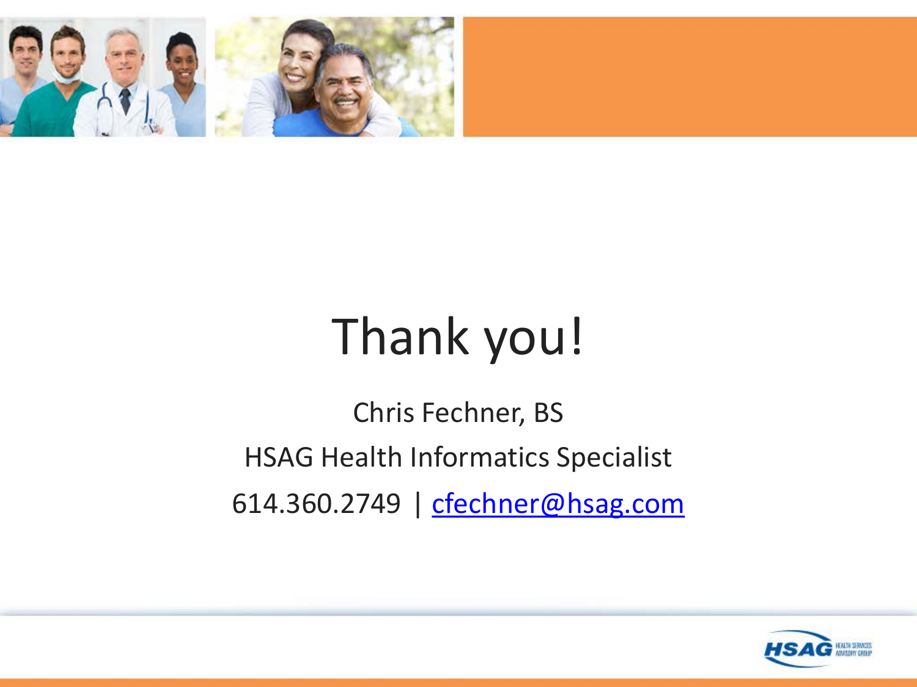# Thank you!

Chris Fechner, BS

HSAG Health Informatics Specialist

614.360.2749 | cfechner@hsag.com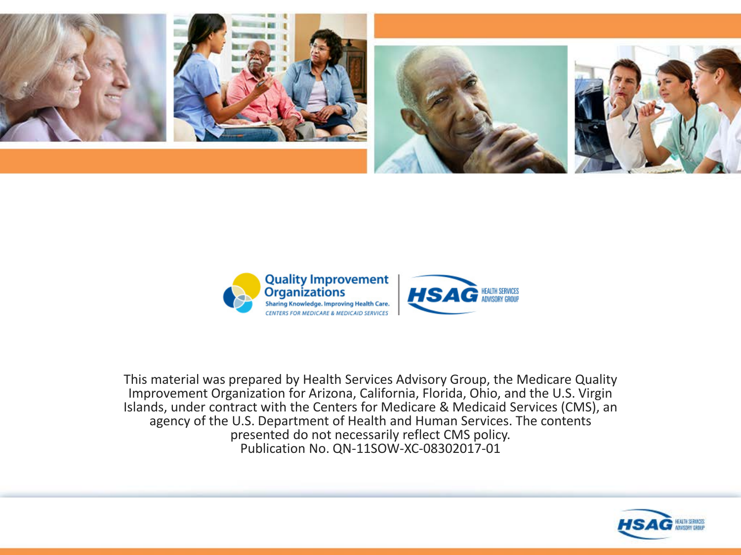This material was prepared by Health Services Advisory Group, the Medicare Quality Improvement Organization for Arizona, California, Florida, Ohio, and the U.S. Virgin Islands, under contract with the Centers for Medicare & Medicaid Services (CMS), an agency of the U.S. Department of Health and Human Services. The contents presented do not necessarily reflect CMS policy.
Publication No. QN-11SOW-XC-08302017-01